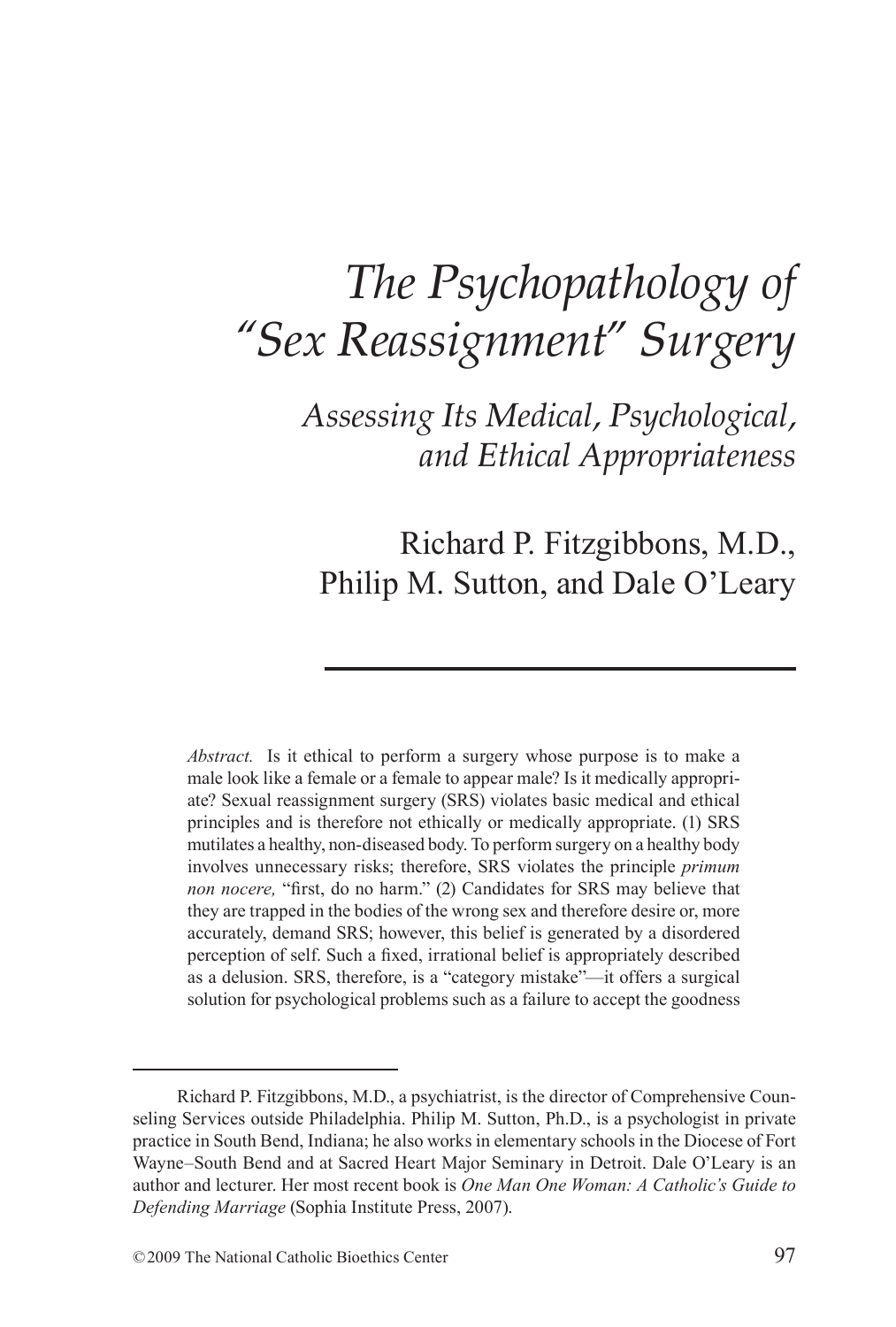# *The Psychopathology of "Sex Reassignment" Surgery*

## *Assessing Its Medical, Psychological, and Ethical Appropriateness*

Richard P. Fitzgibbons, M.D., Philip M. Sutton, and Dale O'Leary

---

*Abstract.* Is it ethical to perform a surgery whose purpose is to make a male look like a female or a female to appear male? Is it medically appropriate? Sexual reassignment surgery (SRS) violates basic medical and ethical principles and is therefore not ethically or medically appropriate. (1) SRS mutilates a healthy, non-diseased body. To perform surgery on a healthy body involves unnecessary risks; therefore, SRS violates the principle *primum non nocere,* "first, do no harm." (2) Candidates for SRS may believe that they are trapped in the bodies of the wrong sex and therefore desire or, more accurately, demand SRS; however, this belief is generated by a disordered perception of self. Such a fixed, irrational belief is appropriately described as a delusion. SRS, therefore, is a "category mistake"—it offers a surgical solution for psychological problems such as a failure to accept the goodness

---

Richard P. Fitzgibbons, M.D., a psychiatrist, is the director of Comprehensive Counseling Services outside Philadelphia. Philip M. Sutton, Ph.D., is a psychologist in private practice in South Bend, Indiana; he also works in elementary schools in the Diocese of Fort Wayne–South Bend and at Sacred Heart Major Seminary in Detroit. Dale O'Leary is an author and lecturer. Her most recent book is *One Man One Woman: A Catholic's Guide to Defending Marriage* (Sophia Institute Press, 2007).

© 2009 The National Catholic Bioethics Center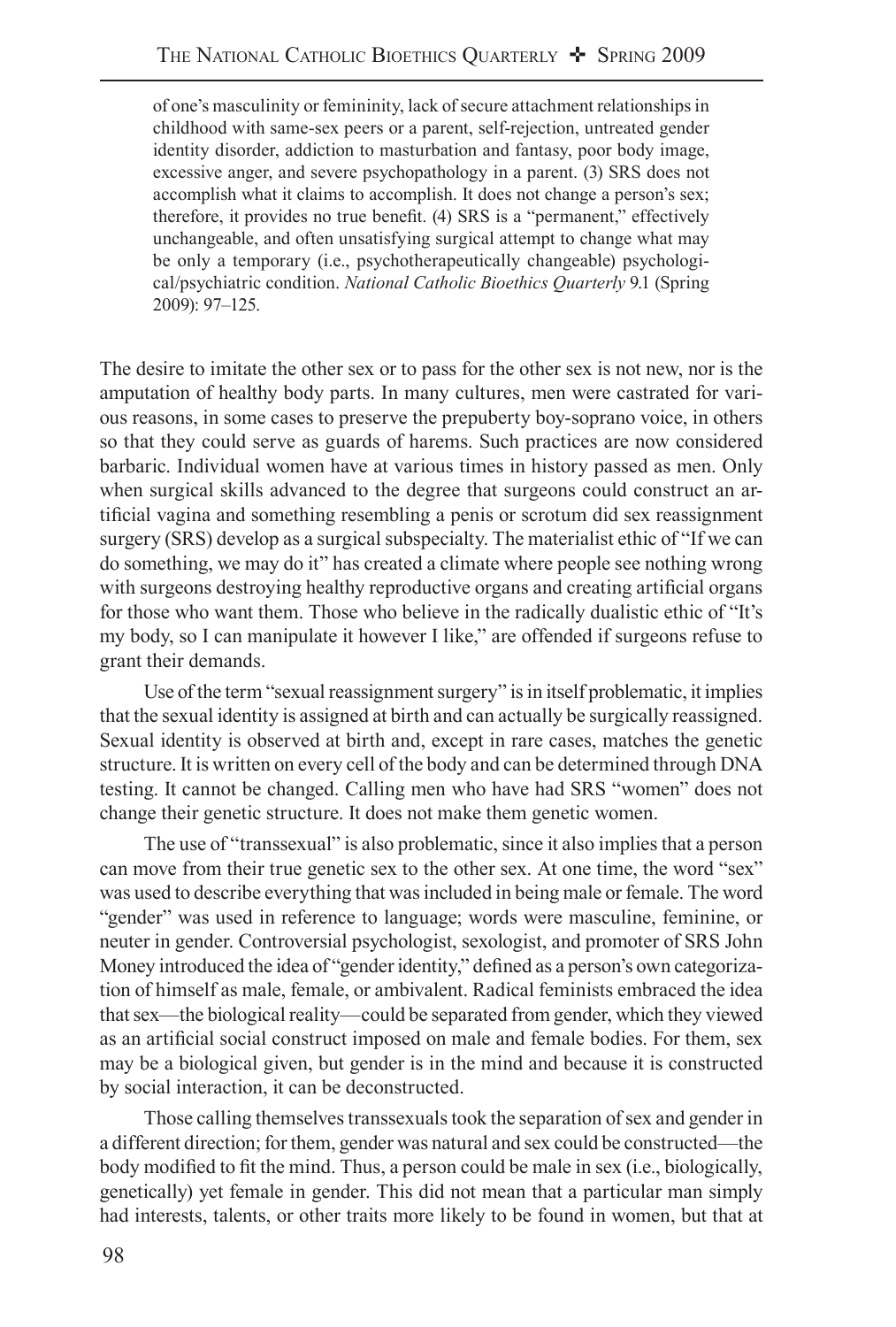of one's masculinity or femininity, lack of secure attachment relationships in childhood with same-sex peers or a parent, self-rejection, untreated gender identity disorder, addiction to masturbation and fantasy, poor body image, excessive anger, and severe psychopathology in a parent. (3) SRS does not accomplish what it claims to accomplish. It does not change a person's sex; therefore, it provides no true benefit. (4) SRS is a "permanent," effectively unchangeable, and often unsatisfying surgical attempt to change what may be only a temporary (i.e., psychotherapeutically changeable) psychological/psychiatric condition. *National Catholic Bioethics Quarterly* 9.1 (Spring 2009): 97–125.

The desire to imitate the other sex or to pass for the other sex is not new, nor is the amputation of healthy body parts. In many cultures, men were castrated for various reasons, in some cases to preserve the prepuberty boy-soprano voice, in others so that they could serve as guards of harems. Such practices are now considered barbaric. Individual women have at various times in history passed as men. Only when surgical skills advanced to the degree that surgeons could construct an artificial vagina and something resembling a penis or scrotum did sex reassignment surgery (SRS) develop as a surgical subspecialty. The materialist ethic of "If we can do something, we may do it" has created a climate where people see nothing wrong with surgeons destroying healthy reproductive organs and creating artificial organs for those who want them. Those who believe in the radically dualistic ethic of "It's my body, so I can manipulate it however I like," are offended if surgeons refuse to grant their demands.

Use of the term "sexual reassignment surgery" is in itself problematic, it implies that the sexual identity is assigned at birth and can actually be surgically reassigned. Sexual identity is observed at birth and, except in rare cases, matches the genetic structure. It is written on every cell of the body and can be determined through DNA testing. It cannot be changed. Calling men who have had SRS "women" does not change their genetic structure. It does not make them genetic women.

The use of "transsexual" is also problematic, since it also implies that a person can move from their true genetic sex to the other sex. At one time, the word "sex" was used to describe everything that was included in being male or female. The word "gender" was used in reference to language; words were masculine, feminine, or neuter in gender. Controversial psychologist, sexologist, and promoter of SRS John Money introduced the idea of "gender identity," defined as a person's own categorization of himself as male, female, or ambivalent. Radical feminists embraced the idea that sex—the biological reality—could be separated from gender, which they viewed as an artificial social construct imposed on male and female bodies. For them, sex may be a biological given, but gender is in the mind and because it is constructed by social interaction, it can be deconstructed.

Those calling themselves transsexuals took the separation of sex and gender in a different direction; for them, gender was natural and sex could be constructed—the body modified to fit the mind. Thus, a person could be male in sex (i.e., biologically, genetically) yet female in gender. This did not mean that a particular man simply had interests, talents, or other traits more likely to be found in women, but that at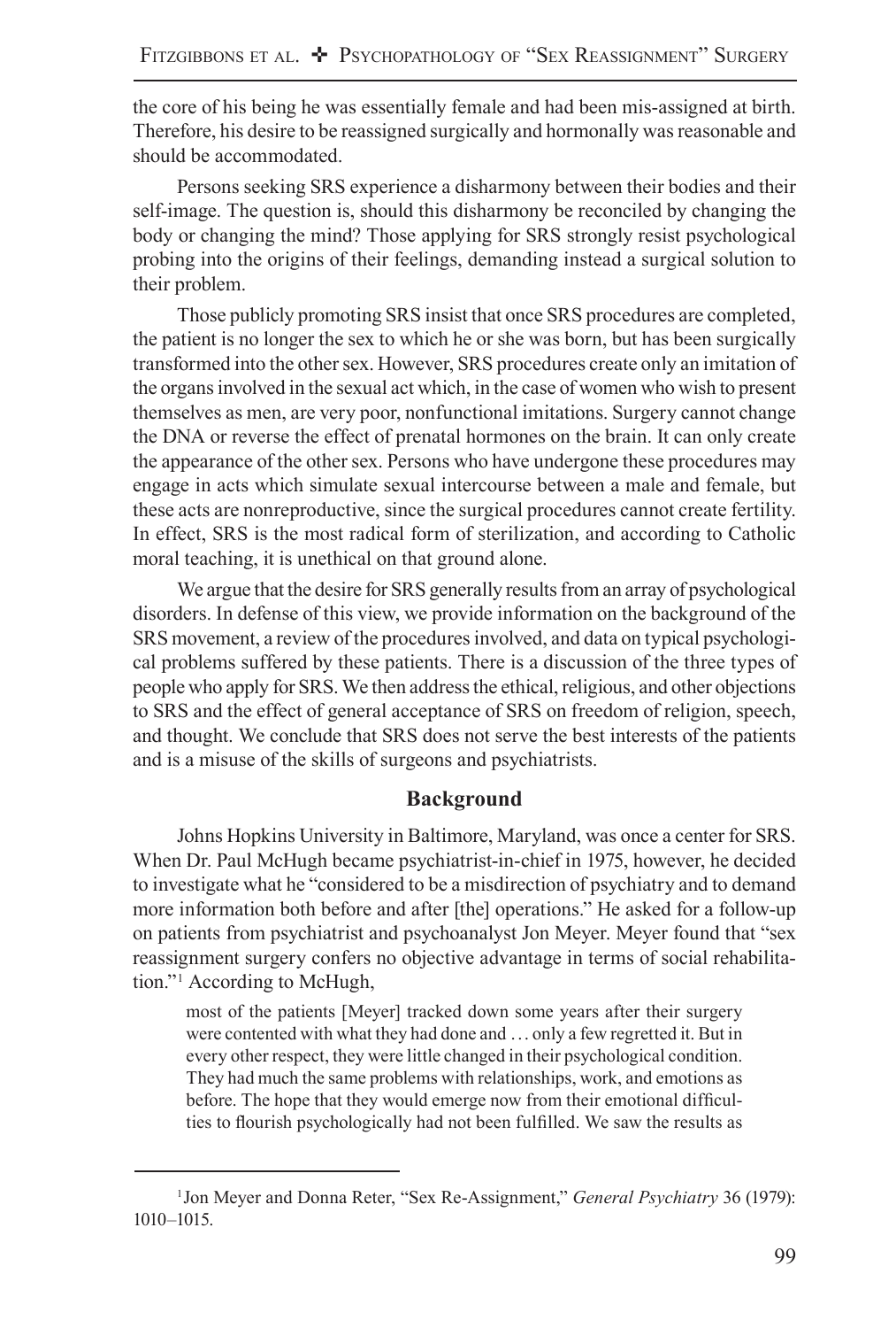the core of his being he was essentially female and had been mis-assigned at birth. Therefore, his desire to be reassigned surgically and hormonally was reasonable and should be accommodated.

Persons seeking SRS experience a disharmony between their bodies and their self-image. The question is, should this disharmony be reconciled by changing the body or changing the mind? Those applying for SRS strongly resist psychological probing into the origins of their feelings, demanding instead a surgical solution to their problem.

Those publicly promoting SRS insist that once SRS procedures are completed, the patient is no longer the sex to which he or she was born, but has been surgically transformed into the other sex. However, SRS procedures create only an imitation of the organs involved in the sexual act which, in the case of women who wish to present themselves as men, are very poor, nonfunctional imitations. Surgery cannot change the DNA or reverse the effect of prenatal hormones on the brain. It can only create the appearance of the other sex. Persons who have undergone these procedures may engage in acts which simulate sexual intercourse between a male and female, but these acts are nonreproductive, since the surgical procedures cannot create fertility. In effect, SRS is the most radical form of sterilization, and according to Catholic moral teaching, it is unethical on that ground alone.

We argue that the desire for SRS generally results from an array of psychological disorders. In defense of this view, we provide information on the background of the SRS movement, a review of the procedures involved, and data on typical psychological problems suffered by these patients. There is a discussion of the three types of people who apply for SRS. We then address the ethical, religious, and other objections to SRS and the effect of general acceptance of SRS on freedom of religion, speech, and thought. We conclude that SRS does not serve the best interests of the patients and is a misuse of the skills of surgeons and psychiatrists.

## Background

Johns Hopkins University in Baltimore, Maryland, was once a center for SRS. When Dr. Paul McHugh became psychiatrist-in-chief in 1975, however, he decided to investigate what he "considered to be a misdirection of psychiatry and to demand more information both before and after [the] operations." He asked for a follow-up on patients from psychiatrist and psychoanalyst Jon Meyer. Meyer found that "sex reassignment surgery confers no objective advantage in terms of social rehabilitation."[1] According to McHugh,

> most of the patients [Meyer] tracked down some years after their surgery were contented with what they had done and … only a few regretted it. But in every other respect, they were little changed in their psychological condition. They had much the same problems with relationships, work, and emotions as before. The hope that they would emerge now from their emotional difficulties to flourish psychologically had not been fulfilled. We saw the results as

[1] Jon Meyer and Donna Reter, "Sex Re-Assignment," *General Psychiatry* 36 (1979): 1010–1015.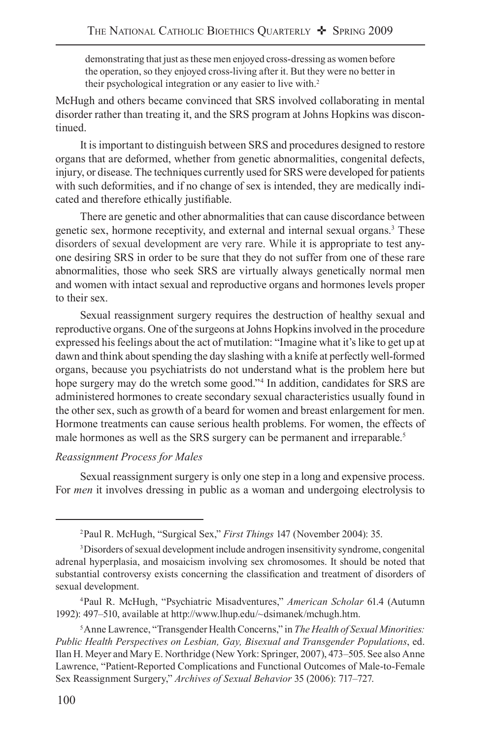demonstrating that just as these men enjoyed cross-dressing as women before the operation, so they enjoyed cross-living after it. But they were no better in their psychological integration or any easier to live with.[2]

McHugh and others became convinced that SRS involved collaborating in mental disorder rather than treating it, and the SRS program at Johns Hopkins was discontinued.

It is important to distinguish between SRS and procedures designed to restore organs that are deformed, whether from genetic abnormalities, congenital defects, injury, or disease. The techniques currently used for SRS were developed for patients with such deformities, and if no change of sex is intended, they are medically indicated and therefore ethically justifiable.

There are genetic and other abnormalities that can cause discordance between genetic sex, hormone receptivity, and external and internal sexual organs.[3] These disorders of sexual development are very rare. While it is appropriate to test anyone desiring SRS in order to be sure that they do not suffer from one of these rare abnormalities, those who seek SRS are virtually always genetically normal men and women with intact sexual and reproductive organs and hormones levels proper to their sex.

Sexual reassignment surgery requires the destruction of healthy sexual and reproductive organs. One of the surgeons at Johns Hopkins involved in the procedure expressed his feelings about the act of mutilation: "Imagine what it's like to get up at dawn and think about spending the day slashing with a knife at perfectly well-formed organs, because you psychiatrists do not understand what is the problem here but hope surgery may do the wretch some good."[4] In addition, candidates for SRS are administered hormones to create secondary sexual characteristics usually found in the other sex, such as growth of a beard for women and breast enlargement for men. Hormone treatments can cause serious health problems. For women, the effects of male hormones as well as the SRS surgery can be permanent and irreparable.[5]

*Reassignment Process for Males*

Sexual reassignment surgery is only one step in a long and expensive process. For *men* it involves dressing in public as a woman and undergoing electrolysis to

---

[2] Paul R. McHugh, "Surgical Sex," *First Things* 147 (November 2004): 35.

[3] Disorders of sexual development include androgen insensitivity syndrome, congenital adrenal hyperplasia, and mosaicism involving sex chromosomes. It should be noted that substantial controversy exists concerning the classification and treatment of disorders of sexual development.

[4] Paul R. McHugh, "Psychiatric Misadventures," *American Scholar* 61.4 (Autumn 1992): 497–510, available at http://www.lhup.edu/~dsimanek/mchugh.htm.

[5] Anne Lawrence, "Transgender Health Concerns," in *The Health of Sexual Minorities: Public Health Perspectives on Lesbian, Gay, Bisexual and Transgender Populations*, ed. Ilan H. Meyer and Mary E. Northridge (New York: Springer, 2007), 473–505. See also Anne Lawrence, "Patient-Reported Complications and Functional Outcomes of Male-to-Female Sex Reassignment Surgery," *Archives of Sexual Behavior* 35 (2006): 717–727.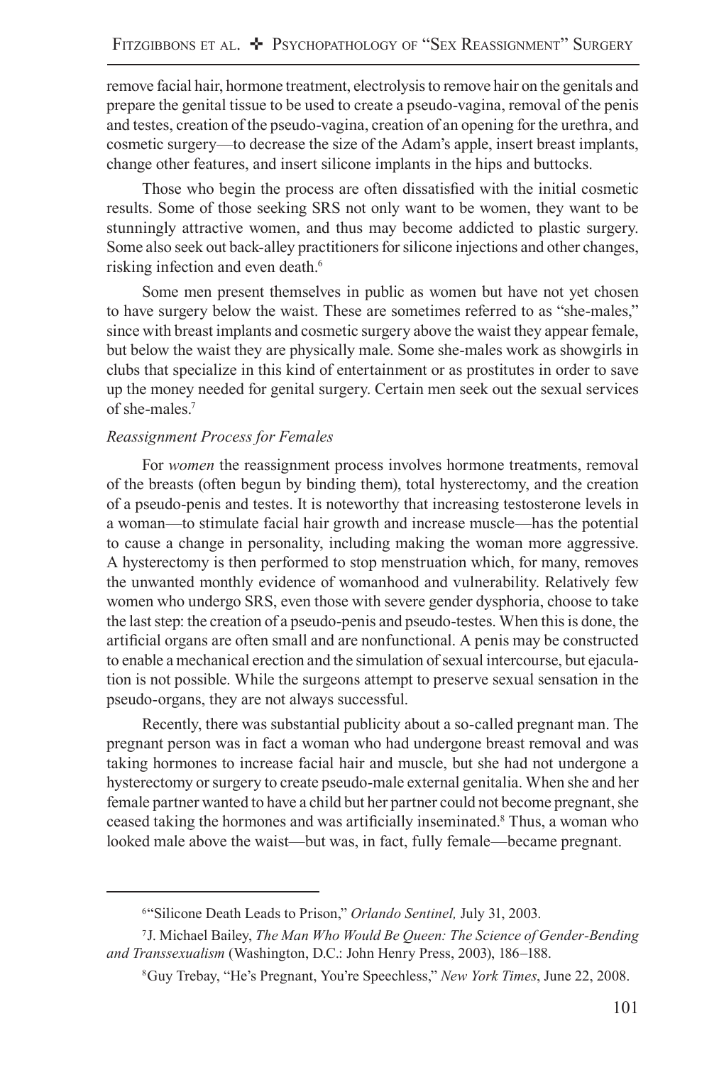remove facial hair, hormone treatment, electrolysis to remove hair on the genitals and prepare the genital tissue to be used to create a pseudo-vagina, removal of the penis and testes, creation of the pseudo-vagina, creation of an opening for the urethra, and cosmetic surgery—to decrease the size of the Adam's apple, insert breast implants, change other features, and insert silicone implants in the hips and buttocks.

Those who begin the process are often dissatisfied with the initial cosmetic results. Some of those seeking SRS not only want to be women, they want to be stunningly attractive women, and thus may become addicted to plastic surgery. Some also seek out back-alley practitioners for silicone injections and other changes, risking infection and even death.[6]

Some men present themselves in public as women but have not yet chosen to have surgery below the waist. These are sometimes referred to as "she-males," since with breast implants and cosmetic surgery above the waist they appear female, but below the waist they are physically male. Some she-males work as showgirls in clubs that specialize in this kind of entertainment or as prostitutes in order to save up the money needed for genital surgery. Certain men seek out the sexual services of she-males.[7]

*Reassignment Process for Females*

For *women* the reassignment process involves hormone treatments, removal of the breasts (often begun by binding them), total hysterectomy, and the creation of a pseudo-penis and testes. It is noteworthy that increasing testosterone levels in a woman—to stimulate facial hair growth and increase muscle—has the potential to cause a change in personality, including making the woman more aggressive. A hysterectomy is then performed to stop menstruation which, for many, removes the unwanted monthly evidence of womanhood and vulnerability. Relatively few women who undergo SRS, even those with severe gender dysphoria, choose to take the last step: the creation of a pseudo-penis and pseudo-testes. When this is done, the artificial organs are often small and are nonfunctional. A penis may be constructed to enable a mechanical erection and the simulation of sexual intercourse, but ejaculation is not possible. While the surgeons attempt to preserve sexual sensation in the pseudo-organs, they are not always successful.

Recently, there was substantial publicity about a so-called pregnant man. The pregnant person was in fact a woman who had undergone breast removal and was taking hormones to increase facial hair and muscle, but she had not undergone a hysterectomy or surgery to create pseudo-male external genitalia. When she and her female partner wanted to have a child but her partner could not become pregnant, she ceased taking the hormones and was artificially inseminated.[8] Thus, a woman who looked male above the waist—but was, in fact, fully female—became pregnant.

---

[6] "Silicone Death Leads to Prison," *Orlando Sentinel,* July 31, 2003.

[7] J. Michael Bailey, *The Man Who Would Be Queen: The Science of Gender-Bending and Transsexualism* (Washington, D.C.: John Henry Press, 2003), 186–188.

[8] Guy Trebay, "He's Pregnant, You're Speechless," *New York Times*, June 22, 2008.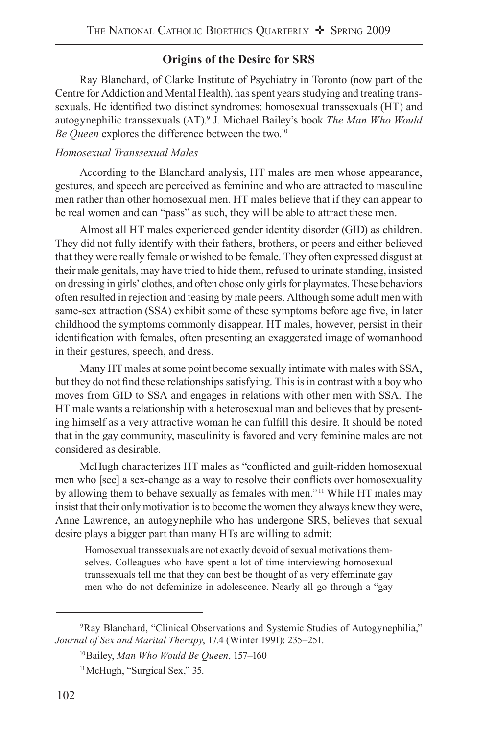## Origins of the Desire for SRS

Ray Blanchard, of Clarke Institute of Psychiatry in Toronto (now part of the Centre for Addiction and Mental Health), has spent years studying and treating transsexuals. He identified two distinct syndromes: homosexual transsexuals (HT) and autogynephilic transsexuals (AT).[9] J. Michael Bailey's book *The Man Who Would Be Queen* explores the difference between the two.[10]

### *Homosexual Transsexual Males*

According to the Blanchard analysis, HT males are men whose appearance, gestures, and speech are perceived as feminine and who are attracted to masculine men rather than other homosexual men. HT males believe that if they can appear to be real women and can "pass" as such, they will be able to attract these men.

Almost all HT males experienced gender identity disorder (GID) as children. They did not fully identify with their fathers, brothers, or peers and either believed that they were really female or wished to be female. They often expressed disgust at their male genitals, may have tried to hide them, refused to urinate standing, insisted on dressing in girls' clothes, and often chose only girls for playmates. These behaviors often resulted in rejection and teasing by male peers. Although some adult men with same-sex attraction (SSA) exhibit some of these symptoms before age five, in later childhood the symptoms commonly disappear. HT males, however, persist in their identification with females, often presenting an exaggerated image of womanhood in their gestures, speech, and dress.

Many HT males at some point become sexually intimate with males with SSA, but they do not find these relationships satisfying. This is in contrast with a boy who moves from GID to SSA and engages in relations with other men with SSA. The HT male wants a relationship with a heterosexual man and believes that by presenting himself as a very attractive woman he can fulfill this desire. It should be noted that in the gay community, masculinity is favored and very feminine males are not considered as desirable.

McHugh characterizes HT males as "conflicted and guilt-ridden homosexual men who [see] a sex-change as a way to resolve their conflicts over homosexuality by allowing them to behave sexually as females with men."[11] While HT males may insist that their only motivation is to become the women they always knew they were, Anne Lawrence, an autogynephile who has undergone SRS, believes that sexual desire plays a bigger part than many HTs are willing to admit:

> Homosexual transsexuals are not exactly devoid of sexual motivations themselves. Colleagues who have spent a lot of time interviewing homosexual transsexuals tell me that they can best be thought of as very effeminate gay men who do not defeminize in adolescence. Nearly all go through a "gay

---

[9] Ray Blanchard, "Clinical Observations and Systemic Studies of Autogynephilia," *Journal of Sex and Marital Therapy*, 17.4 (Winter 1991): 235–251.

[10] Bailey, *Man Who Would Be Queen*, 157–160

[11] McHugh, "Surgical Sex," 35.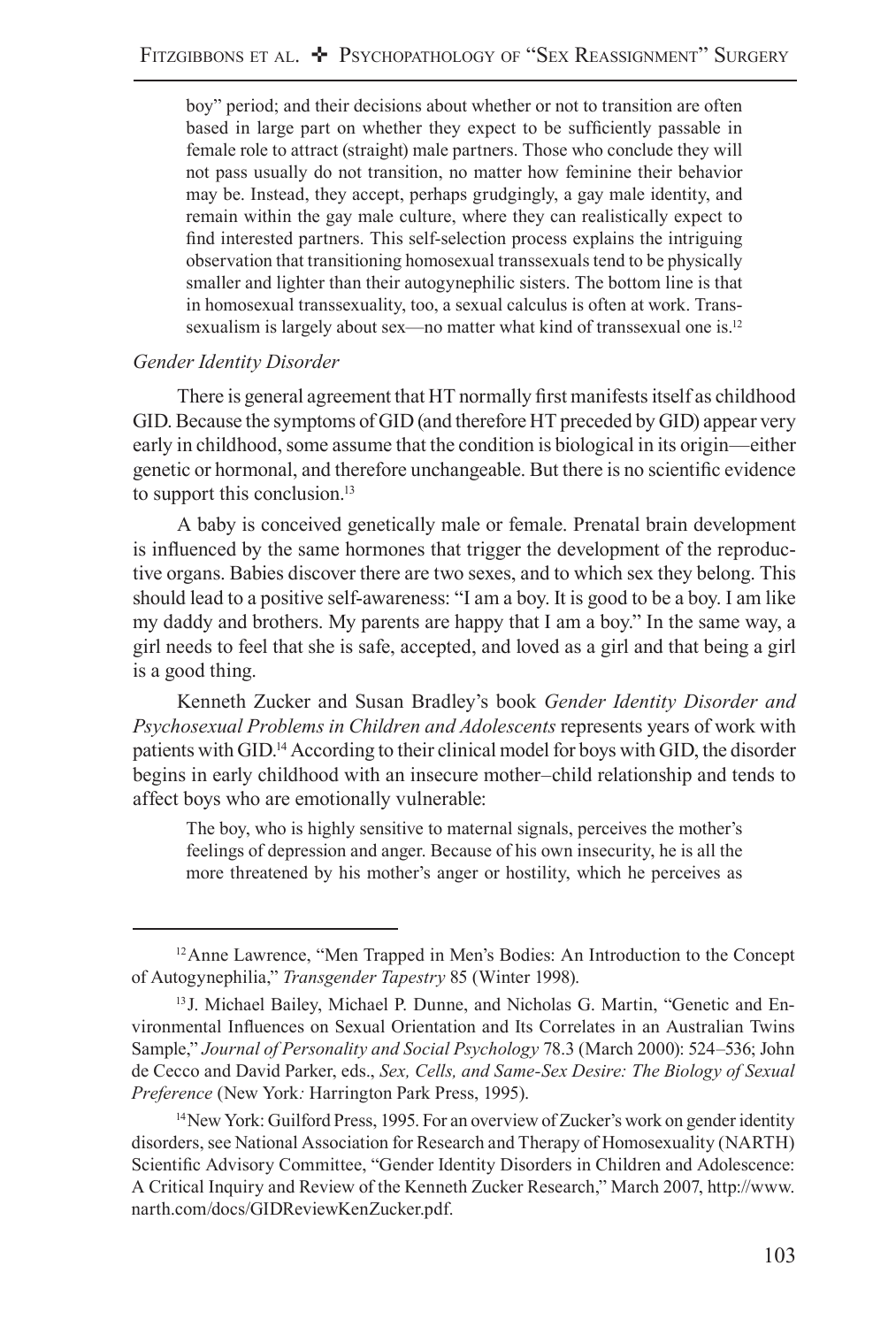> boy" period; and their decisions about whether or not to transition are often based in large part on whether they expect to be sufficiently passable in female role to attract (straight) male partners. Those who conclude they will not pass usually do not transition, no matter how feminine their behavior may be. Instead, they accept, perhaps grudgingly, a gay male identity, and remain within the gay male culture, where they can realistically expect to find interested partners. This self-selection process explains the intriguing observation that transitioning homosexual transsexuals tend to be physically smaller and lighter than their autogynephilic sisters. The bottom line is that in homosexual transsexuality, too, a sexual calculus is often at work. Transsexualism is largely about sex—no matter what kind of transsexual one is.[12]

### *Gender Identity Disorder*

There is general agreement that HT normally first manifests itself as childhood GID. Because the symptoms of GID (and therefore HT preceded by GID) appear very early in childhood, some assume that the condition is biological in its origin—either genetic or hormonal, and therefore unchangeable. But there is no scientific evidence to support this conclusion.[13]

A baby is conceived genetically male or female. Prenatal brain development is influenced by the same hormones that trigger the development of the reproductive organs. Babies discover there are two sexes, and to which sex they belong. This should lead to a positive self-awareness: "I am a boy. It is good to be a boy. I am like my daddy and brothers. My parents are happy that I am a boy." In the same way, a girl needs to feel that she is safe, accepted, and loved as a girl and that being a girl is a good thing.

Kenneth Zucker and Susan Bradley's book *Gender Identity Disorder and Psychosexual Problems in Children and Adolescents* represents years of work with patients with GID.[14] According to their clinical model for boys with GID, the disorder begins in early childhood with an insecure mother–child relationship and tends to affect boys who are emotionally vulnerable:

> The boy, who is highly sensitive to maternal signals, perceives the mother's feelings of depression and anger. Because of his own insecurity, he is all the more threatened by his mother's anger or hostility, which he perceives as

---

[12] Anne Lawrence, "Men Trapped in Men's Bodies: An Introduction to the Concept of Autogynephilia," *Transgender Tapestry* 85 (Winter 1998).

[13] J. Michael Bailey, Michael P. Dunne, and Nicholas G. Martin, "Genetic and Environmental Influences on Sexual Orientation and Its Correlates in an Australian Twins Sample," *Journal of Personality and Social Psychology* 78.3 (March 2000): 524–536; John de Cecco and David Parker, eds., *Sex, Cells, and Same-Sex Desire: The Biology of Sexual Preference* (New York*:* Harrington Park Press, 1995).

[14] New York: Guilford Press, 1995. For an overview of Zucker's work on gender identity disorders, see National Association for Research and Therapy of Homosexuality (NARTH) Scientific Advisory Committee, "Gender Identity Disorders in Children and Adolescence: A Critical Inquiry and Review of the Kenneth Zucker Research," March 2007, http://www.narth.com/docs/GIDReviewKenZucker.pdf.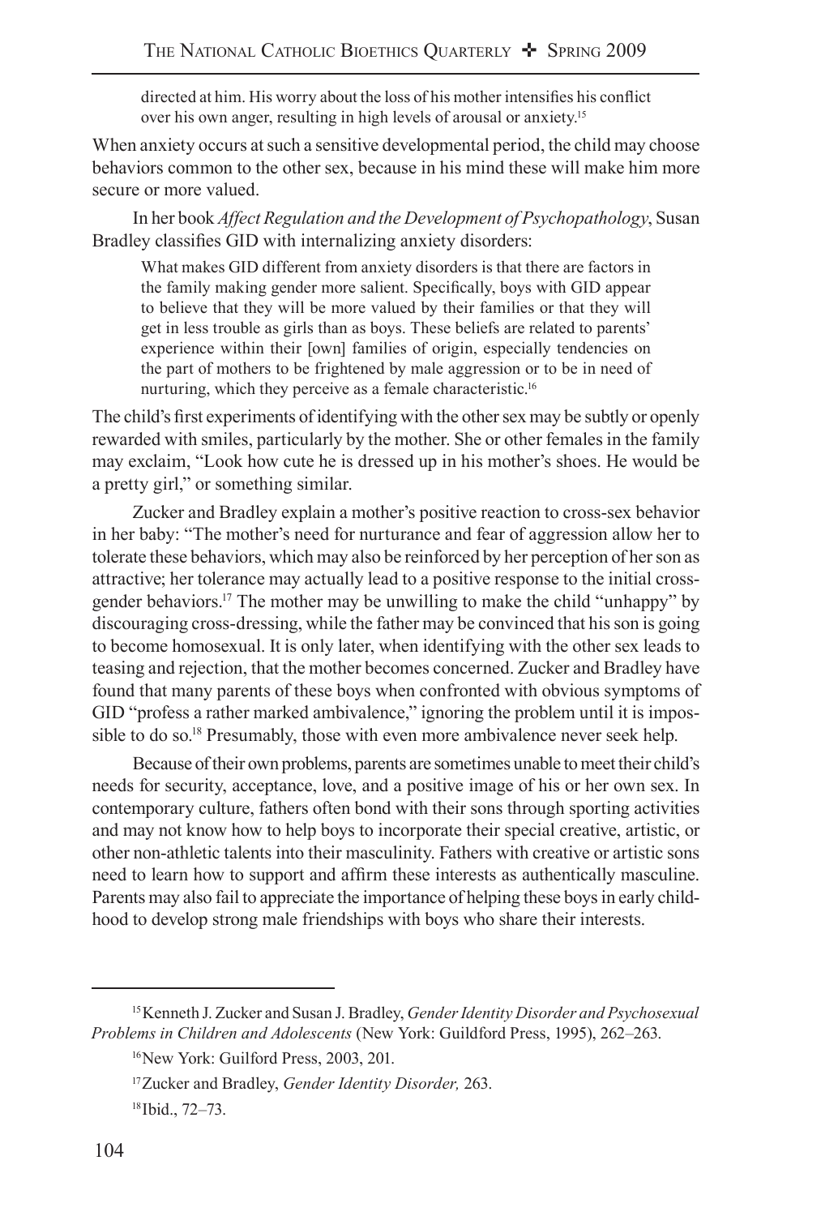> directed at him. His worry about the loss of his mother intensifies his conflict over his own anger, resulting in high levels of arousal or anxiety.[15]

When anxiety occurs at such a sensitive developmental period, the child may choose behaviors common to the other sex, because in his mind these will make him more secure or more valued.

In her book *Affect Regulation and the Development of Psychopathology*, Susan Bradley classifies GID with internalizing anxiety disorders:

> What makes GID different from anxiety disorders is that there are factors in the family making gender more salient. Specifically, boys with GID appear to believe that they will be more valued by their families or that they will get in less trouble as girls than as boys. These beliefs are related to parents' experience within their [own] families of origin, especially tendencies on the part of mothers to be frightened by male aggression or to be in need of nurturing, which they perceive as a female characteristic.[16]

The child's first experiments of identifying with the other sex may be subtly or openly rewarded with smiles, particularly by the mother. She or other females in the family may exclaim, "Look how cute he is dressed up in his mother's shoes. He would be a pretty girl," or something similar.

Zucker and Bradley explain a mother's positive reaction to cross-sex behavior in her baby: "The mother's need for nurturance and fear of aggression allow her to tolerate these behaviors, which may also be reinforced by her perception of her son as attractive; her tolerance may actually lead to a positive response to the initial cross-gender behaviors.[17] The mother may be unwilling to make the child "unhappy" by discouraging cross-dressing, while the father may be convinced that his son is going to become homosexual. It is only later, when identifying with the other sex leads to teasing and rejection, that the mother becomes concerned. Zucker and Bradley have found that many parents of these boys when confronted with obvious symptoms of GID "profess a rather marked ambivalence," ignoring the problem until it is impossible to do so.[18] Presumably, those with even more ambivalence never seek help.

Because of their own problems, parents are sometimes unable to meet their child's needs for security, acceptance, love, and a positive image of his or her own sex. In contemporary culture, fathers often bond with their sons through sporting activities and may not know how to help boys to incorporate their special creative, artistic, or other non-athletic talents into their masculinity. Fathers with creative or artistic sons need to learn how to support and affirm these interests as authentically masculine. Parents may also fail to appreciate the importance of helping these boys in early childhood to develop strong male friendships with boys who share their interests.

---

[15] Kenneth J. Zucker and Susan J. Bradley, *Gender Identity Disorder and Psychosexual Problems in Children and Adolescents* (New York: Guildford Press, 1995), 262–263.

[16] New York: Guilford Press, 2003, 201.

[17] Zucker and Bradley, *Gender Identity Disorder,* 263.

[18] Ibid., 72–73.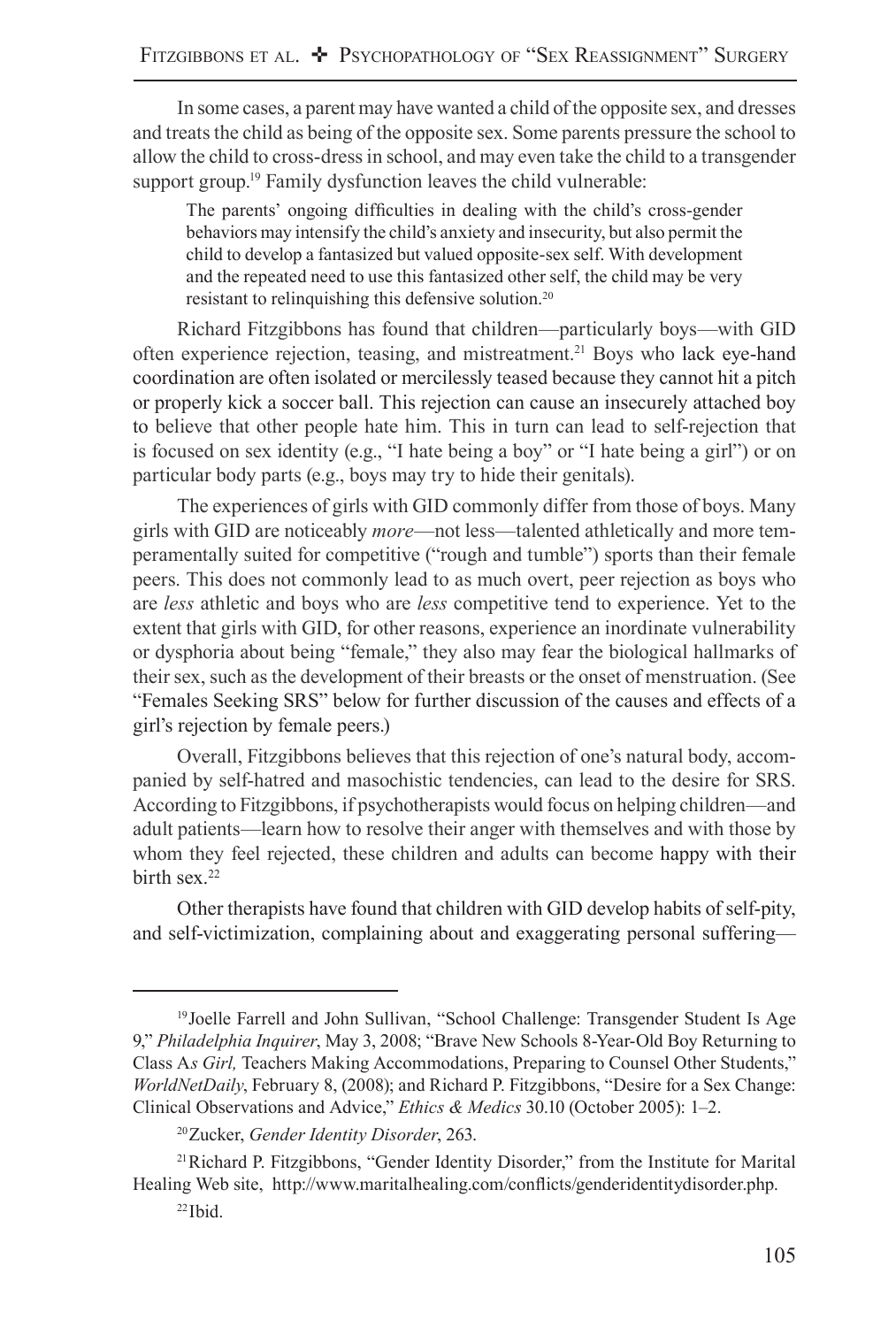In some cases, a parent may have wanted a child of the opposite sex, and dresses and treats the child as being of the opposite sex. Some parents pressure the school to allow the child to cross-dress in school, and may even take the child to a transgender support group.[19] Family dysfunction leaves the child vulnerable:

> The parents' ongoing difficulties in dealing with the child's cross-gender behaviors may intensify the child's anxiety and insecurity, but also permit the child to develop a fantasized but valued opposite-sex self. With development and the repeated need to use this fantasized other self, the child may be very resistant to relinquishing this defensive solution.[20]

Richard Fitzgibbons has found that children—particularly boys—with GID often experience rejection, teasing, and mistreatment.[21] Boys who lack eye-hand coordination are often isolated or mercilessly teased because they cannot hit a pitch or properly kick a soccer ball. This rejection can cause an insecurely attached boy to believe that other people hate him. This in turn can lead to self-rejection that is focused on sex identity (e.g., "I hate being a boy" or "I hate being a girl") or on particular body parts (e.g., boys may try to hide their genitals).

The experiences of girls with GID commonly differ from those of boys. Many girls with GID are noticeably *more*—not less—talented athletically and more temperamentally suited for competitive ("rough and tumble") sports than their female peers. This does not commonly lead to as much overt, peer rejection as boys who are *less* athletic and boys who are *less* competitive tend to experience. Yet to the extent that girls with GID, for other reasons, experience an inordinate vulnerability or dysphoria about being "female," they also may fear the biological hallmarks of their sex, such as the development of their breasts or the onset of menstruation. (See "Females Seeking SRS" below for further discussion of the causes and effects of a girl's rejection by female peers.)

Overall, Fitzgibbons believes that this rejection of one's natural body, accompanied by self-hatred and masochistic tendencies, can lead to the desire for SRS. According to Fitzgibbons, if psychotherapists would focus on helping children—and adult patients—learn how to resolve their anger with themselves and with those by whom they feel rejected, these children and adults can become happy with their birth sex.[22]

Other therapists have found that children with GID develop habits of self-pity, and self-victimization, complaining about and exaggerating personal suffering—

---

[19] Joelle Farrell and John Sullivan, "School Challenge: Transgender Student Is Age 9," *Philadelphia Inquirer*, May 3, 2008; "Brave New Schools 8-Year-Old Boy Returning to Class A*s Girl,* Teachers Making Accommodations, Preparing to Counsel Other Students," *WorldNetDaily*, February 8, (2008); and Richard P. Fitzgibbons, "Desire for a Sex Change: Clinical Observations and Advice," *Ethics & Medics* 30.10 (October 2005): 1–2.

[20] Zucker, *Gender Identity Disorder*, 263.

[21] Richard P. Fitzgibbons, "Gender Identity Disorder," from the Institute for Marital Healing Web site, http://www.maritalhealing.com/conflicts/genderidentitydisorder.php.

[22] Ibid.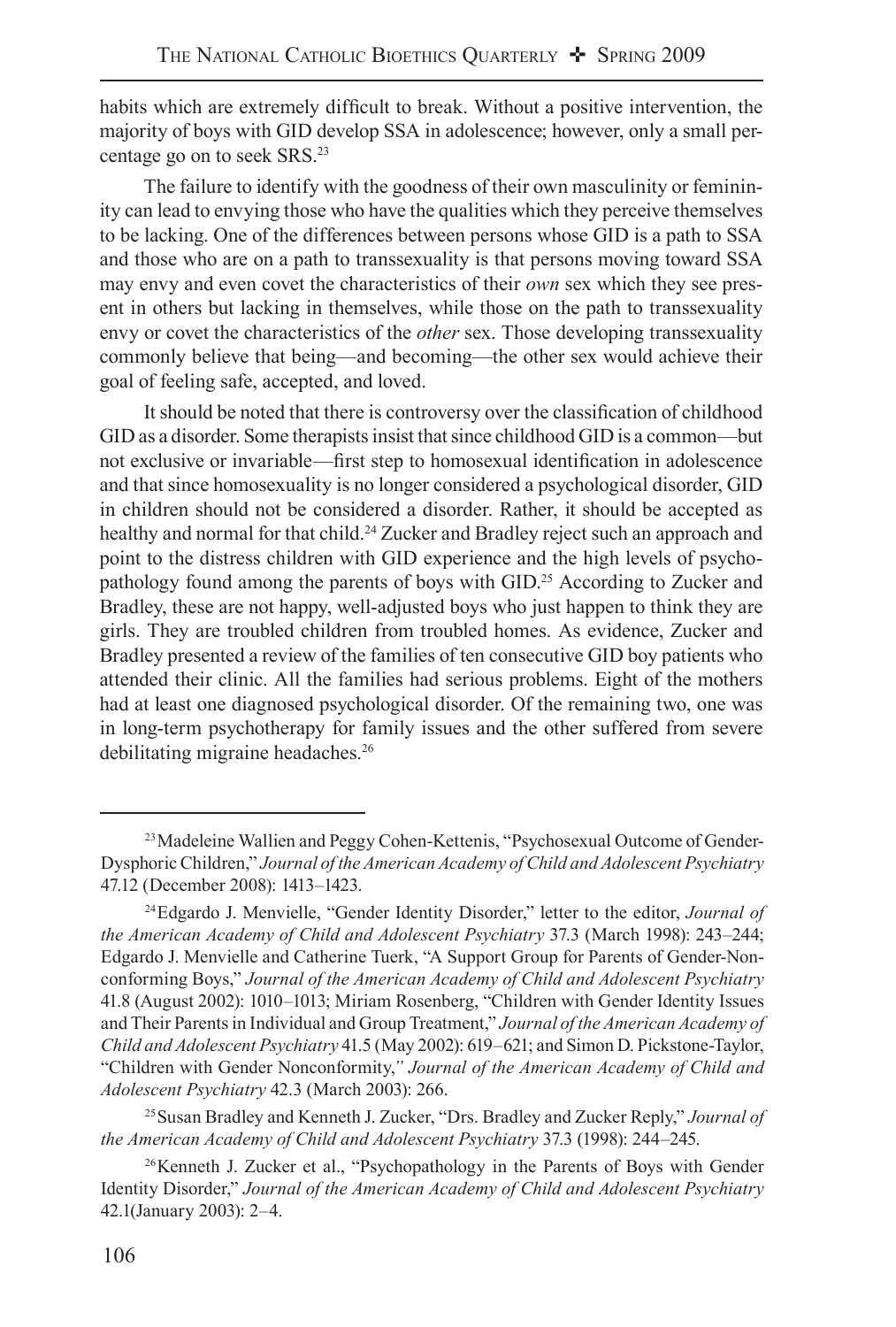habits which are extremely difficult to break. Without a positive intervention, the majority of boys with GID develop SSA in adolescence; however, only a small percentage go on to seek SRS.[23]

The failure to identify with the goodness of their own masculinity or femininity can lead to envying those who have the qualities which they perceive themselves to be lacking. One of the differences between persons whose GID is a path to SSA and those who are on a path to transsexuality is that persons moving toward SSA may envy and even covet the characteristics of their *own* sex which they see present in others but lacking in themselves, while those on the path to transsexuality envy or covet the characteristics of the *other* sex. Those developing transsexuality commonly believe that being—and becoming—the other sex would achieve their goal of feeling safe, accepted, and loved.

It should be noted that there is controversy over the classification of childhood GID as a disorder. Some therapists insist that since childhood GID is a common—but not exclusive or invariable—first step to homosexual identification in adolescence and that since homosexuality is no longer considered a psychological disorder, GID in children should not be considered a disorder. Rather, it should be accepted as healthy and normal for that child.[24] Zucker and Bradley reject such an approach and point to the distress children with GID experience and the high levels of psychopathology found among the parents of boys with GID.[25] According to Zucker and Bradley, these are not happy, well-adjusted boys who just happen to think they are girls. They are troubled children from troubled homes. As evidence, Zucker and Bradley presented a review of the families of ten consecutive GID boy patients who attended their clinic. All the families had serious problems. Eight of the mothers had at least one diagnosed psychological disorder. Of the remaining two, one was in long-term psychotherapy for family issues and the other suffered from severe debilitating migraine headaches.[26]

---

[23] Madeleine Wallien and Peggy Cohen-Kettenis, "Psychosexual Outcome of Gender-Dysphoric Children," *Journal of the American Academy of Child and Adolescent Psychiatry* 47.12 (December 2008): 1413–1423.

[24] Edgardo J. Menvielle, "Gender Identity Disorder," letter to the editor, *Journal of the American Academy of Child and Adolescent Psychiatry* 37.3 (March 1998): 243–244; Edgardo J. Menvielle and Catherine Tuerk, "A Support Group for Parents of Gender-Nonconforming Boys," *Journal of the American Academy of Child and Adolescent Psychiatry* 41.8 (August 2002): 1010–1013; Miriam Rosenberg, "Children with Gender Identity Issues and Their Parents in Individual and Group Treatment," *Journal of the American Academy of Child and Adolescent Psychiatry* 41.5 (May 2002): 619–621; and Simon D. Pickstone-Taylor, "Children with Gender Nonconformity," *Journal of the American Academy of Child and Adolescent Psychiatry* 42.3 (March 2003): 266.

[25] Susan Bradley and Kenneth J. Zucker, "Drs. Bradley and Zucker Reply," *Journal of the American Academy of Child and Adolescent Psychiatry* 37.3 (1998): 244–245.

[26] Kenneth J. Zucker et al., "Psychopathology in the Parents of Boys with Gender Identity Disorder," *Journal of the American Academy of Child and Adolescent Psychiatry* 42.1(January 2003): 2–4.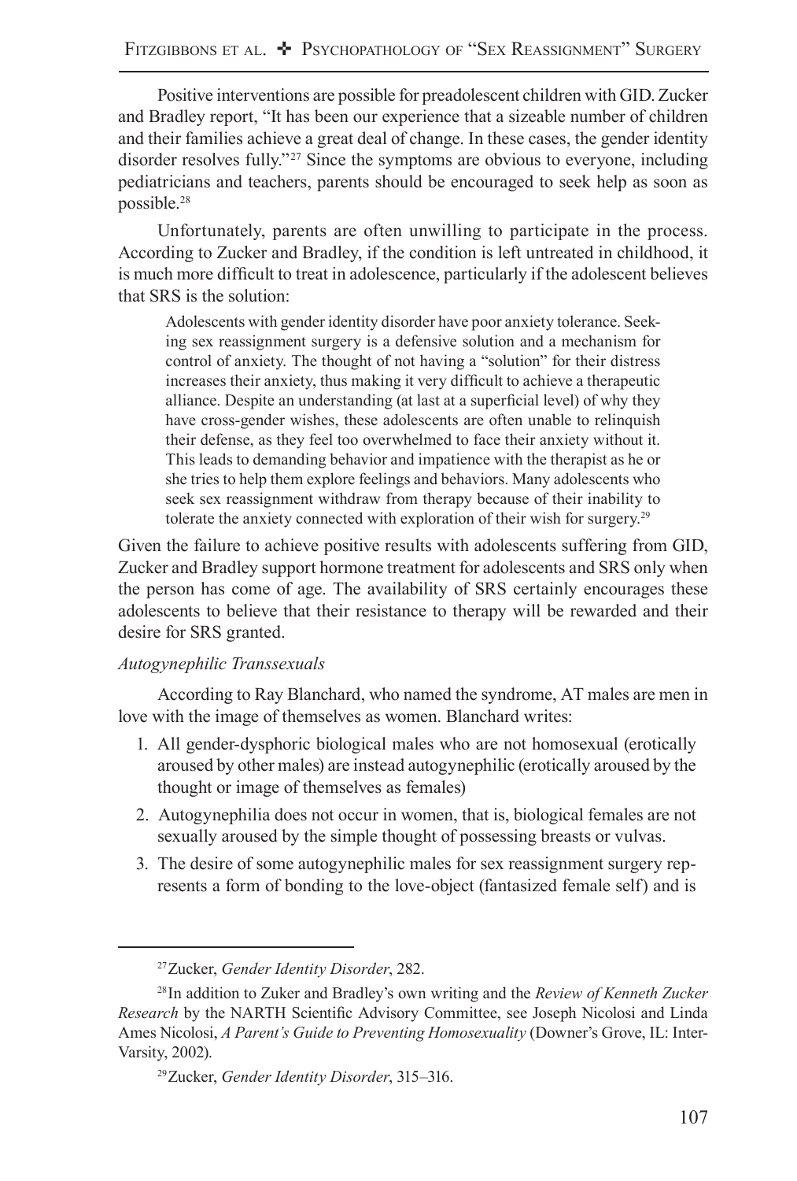Positive interventions are possible for preadolescent children with GID. Zucker and Bradley report, "It has been our experience that a sizeable number of children and their families achieve a great deal of change. In these cases, the gender identity disorder resolves fully."[27] Since the symptoms are obvious to everyone, including pediatricians and teachers, parents should be encouraged to seek help as soon as possible.[28]

Unfortunately, parents are often unwilling to participate in the process. According to Zucker and Bradley, if the condition is left untreated in childhood, it is much more difficult to treat in adolescence, particularly if the adolescent believes that SRS is the solution:

> Adolescents with gender identity disorder have poor anxiety tolerance. Seeking sex reassignment surgery is a defensive solution and a mechanism for control of anxiety. The thought of not having a "solution" for their distress increases their anxiety, thus making it very difficult to achieve a therapeutic alliance. Despite an understanding (at last at a superficial level) of why they have cross-gender wishes, these adolescents are often unable to relinquish their defense, as they feel too overwhelmed to face their anxiety without it. This leads to demanding behavior and impatience with the therapist as he or she tries to help them explore feelings and behaviors. Many adolescents who seek sex reassignment withdraw from therapy because of their inability to tolerate the anxiety connected with exploration of their wish for surgery.[29]

Given the failure to achieve positive results with adolescents suffering from GID, Zucker and Bradley support hormone treatment for adolescents and SRS only when the person has come of age. The availability of SRS certainly encourages these adolescents to believe that their resistance to therapy will be rewarded and their desire for SRS granted.

*Autogynephilic Transsexuals*

According to Ray Blanchard, who named the syndrome, AT males are men in love with the image of themselves as women. Blanchard writes:

1. All gender-dysphoric biological males who are not homosexual (erotically aroused by other males) are instead autogynephilic (erotically aroused by the thought or image of themselves as females)
2. Autogynephilia does not occur in women, that is, biological females are not sexually aroused by the simple thought of possessing breasts or vulvas.
3. The desire of some autogynephilic males for sex reassignment surgery represents a form of bonding to the love-object (fantasized female self) and is

---

[27] Zucker, *Gender Identity Disorder*, 282.

[28] In addition to Zuker and Bradley's own writing and the *Review of Kenneth Zucker Research* by the NARTH Scientific Advisory Committee, see Joseph Nicolosi and Linda Ames Nicolosi, *A Parent's Guide to Preventing Homosexuality* (Downer's Grove, IL: Inter-Varsity, 2002).

[29] Zucker, *Gender Identity Disorder*, 315–316.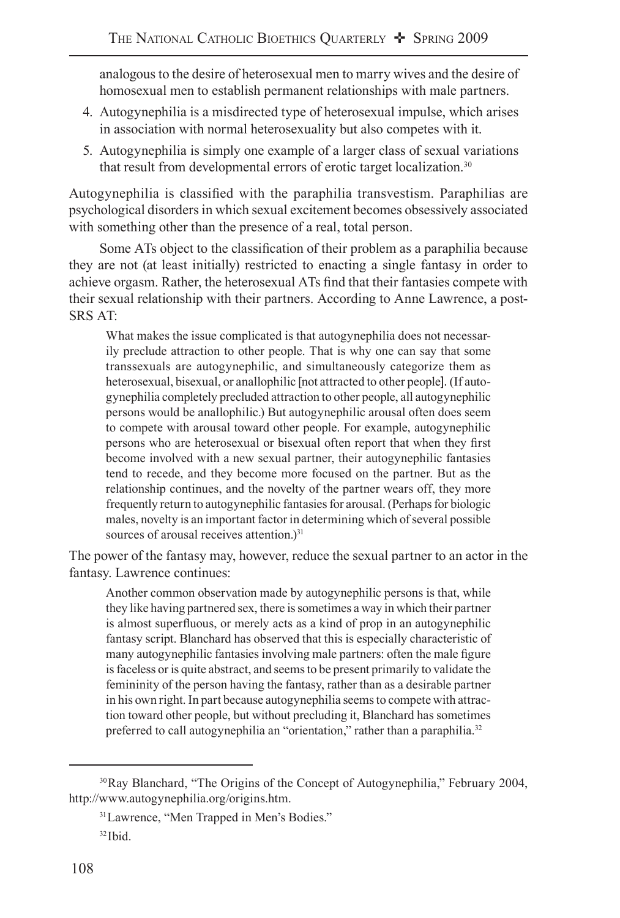analogous to the desire of heterosexual men to marry wives and the desire of homosexual men to establish permanent relationships with male partners.

4. Autogynephilia is a misdirected type of heterosexual impulse, which arises in association with normal heterosexuality but also competes with it.
5. Autogynephilia is simply one example of a larger class of sexual variations that result from developmental errors of erotic target localization.[30]

Autogynephilia is classified with the paraphilia transvestism. Paraphilias are psychological disorders in which sexual excitement becomes obsessively associated with something other than the presence of a real, total person.

Some ATs object to the classification of their problem as a paraphilia because they are not (at least initially) restricted to enacting a single fantasy in order to achieve orgasm. Rather, the heterosexual ATs find that their fantasies compete with their sexual relationship with their partners. According to Anne Lawrence, a post-SRS AT:

> What makes the issue complicated is that autogynephilia does not necessarily preclude attraction to other people. That is why one can say that some transsexuals are autogynephilic, and simultaneously categorize them as heterosexual, bisexual, or anallophilic [not attracted to other people]. (If autogynephilia completely precluded attraction to other people, all autogynephilic persons would be anallophilic.) But autogynephilic arousal often does seem to compete with arousal toward other people. For example, autogynephilic persons who are heterosexual or bisexual often report that when they first become involved with a new sexual partner, their autogynephilic fantasies tend to recede, and they become more focused on the partner. But as the relationship continues, and the novelty of the partner wears off, they more frequently return to autogynephilic fantasies for arousal. (Perhaps for biologic males, novelty is an important factor in determining which of several possible sources of arousal receives attention.)[31]

The power of the fantasy may, however, reduce the sexual partner to an actor in the fantasy. Lawrence continues:

> Another common observation made by autogynephilic persons is that, while they like having partnered sex, there is sometimes a way in which their partner is almost superfluous, or merely acts as a kind of prop in an autogynephilic fantasy script. Blanchard has observed that this is especially characteristic of many autogynephilic fantasies involving male partners: often the male figure is faceless or is quite abstract, and seems to be present primarily to validate the femininity of the person having the fantasy, rather than as a desirable partner in his own right. In part because autogynephilia seems to compete with attraction toward other people, but without precluding it, Blanchard has sometimes preferred to call autogynephilia an "orientation," rather than a paraphilia.[32]

---

[30] Ray Blanchard, "The Origins of the Concept of Autogynephilia," February 2004, http://www.autogynephilia.org/origins.htm.

[31] Lawrence, "Men Trapped in Men's Bodies."

[32] Ibid.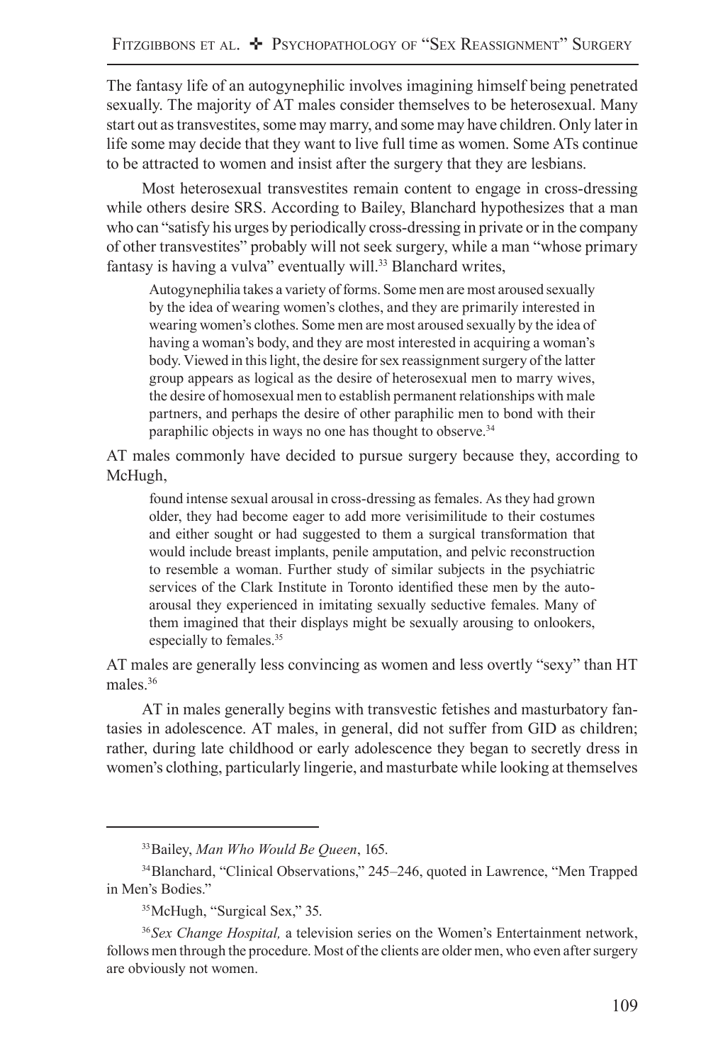The fantasy life of an autogynephilic involves imagining himself being penetrated sexually. The majority of AT males consider themselves to be heterosexual. Many start out as transvestites, some may marry, and some may have children. Only later in life some may decide that they want to live full time as women. Some ATs continue to be attracted to women and insist after the surgery that they are lesbians.

Most heterosexual transvestites remain content to engage in cross-dressing while others desire SRS. According to Bailey, Blanchard hypothesizes that a man who can "satisfy his urges by periodically cross-dressing in private or in the company of other transvestites" probably will not seek surgery, while a man "whose primary fantasy is having a vulva" eventually will.[33] Blanchard writes,

> Autogynephilia takes a variety of forms. Some men are most aroused sexually by the idea of wearing women's clothes, and they are primarily interested in wearing women's clothes. Some men are most aroused sexually by the idea of having a woman's body, and they are most interested in acquiring a woman's body. Viewed in this light, the desire for sex reassignment surgery of the latter group appears as logical as the desire of heterosexual men to marry wives, the desire of homosexual men to establish permanent relationships with male partners, and perhaps the desire of other paraphilic men to bond with their paraphilic objects in ways no one has thought to observe.[34]

AT males commonly have decided to pursue surgery because they, according to McHugh,

> found intense sexual arousal in cross-dressing as females. As they had grown older, they had become eager to add more verisimilitude to their costumes and either sought or had suggested to them a surgical transformation that would include breast implants, penile amputation, and pelvic reconstruction to resemble a woman. Further study of similar subjects in the psychiatric services of the Clark Institute in Toronto identified these men by the auto-arousal they experienced in imitating sexually seductive females. Many of them imagined that their displays might be sexually arousing to onlookers, especially to females.[35]

AT males are generally less convincing as women and less overtly "sexy" than HT males.[36]

AT in males generally begins with transvestic fetishes and masturbatory fantasies in adolescence. AT males, in general, did not suffer from GID as children; rather, during late childhood or early adolescence they began to secretly dress in women's clothing, particularly lingerie, and masturbate while looking at themselves

---

[33] Bailey, *Man Who Would Be Queen*, 165.

[34] Blanchard, "Clinical Observations," 245–246, quoted in Lawrence, "Men Trapped in Men's Bodies."

[35] McHugh, "Surgical Sex," 35.

[36] *Sex Change Hospital,* a television series on the Women's Entertainment network, follows men through the procedure. Most of the clients are older men, who even after surgery are obviously not women.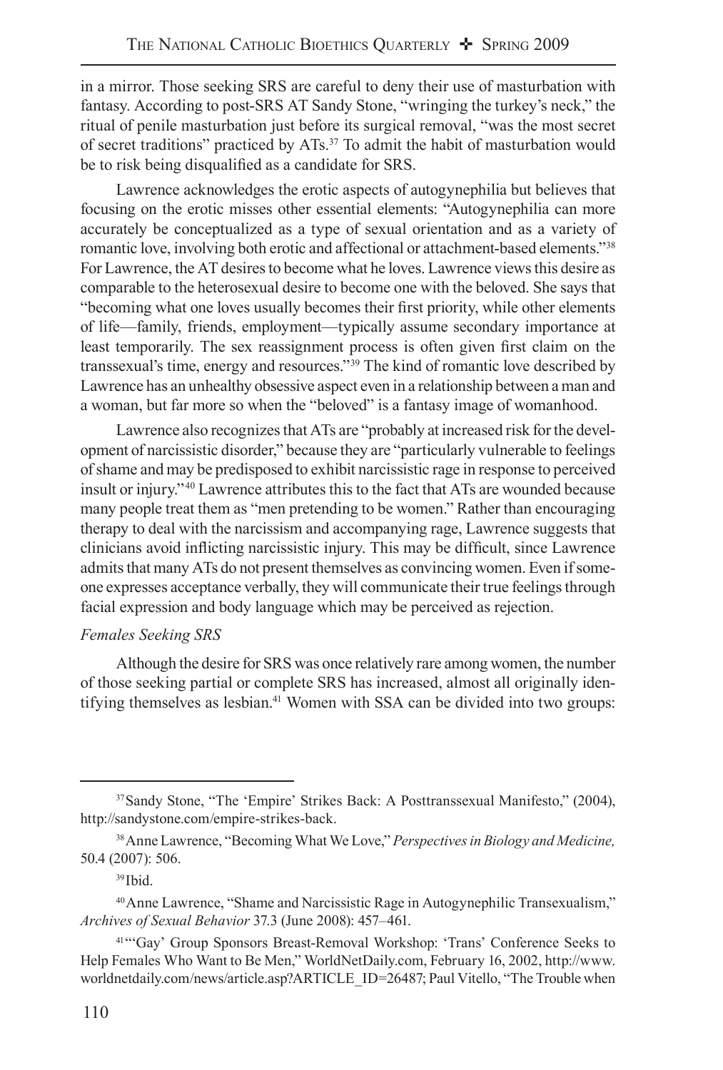in a mirror. Those seeking SRS are careful to deny their use of masturbation with fantasy. According to post-SRS AT Sandy Stone, "wringing the turkey's neck," the ritual of penile masturbation just before its surgical removal, "was the most secret of secret traditions" practiced by ATs.[37] To admit the habit of masturbation would be to risk being disqualified as a candidate for SRS.

Lawrence acknowledges the erotic aspects of autogynephilia but believes that focusing on the erotic misses other essential elements: "Autogynephilia can more accurately be conceptualized as a type of sexual orientation and as a variety of romantic love, involving both erotic and affectional or attachment-based elements."[38] For Lawrence, the AT desires to become what he loves. Lawrence views this desire as comparable to the heterosexual desire to become one with the beloved. She says that "becoming what one loves usually becomes their first priority, while other elements of life—family, friends, employment—typically assume secondary importance at least temporarily. The sex reassignment process is often given first claim on the transsexual's time, energy and resources."[39] The kind of romantic love described by Lawrence has an unhealthy obsessive aspect even in a relationship between a man and a woman, but far more so when the "beloved" is a fantasy image of womanhood.

Lawrence also recognizes that ATs are "probably at increased risk for the development of narcissistic disorder," because they are "particularly vulnerable to feelings of shame and may be predisposed to exhibit narcissistic rage in response to perceived insult or injury."[40] Lawrence attributes this to the fact that ATs are wounded because many people treat them as "men pretending to be women." Rather than encouraging therapy to deal with the narcissism and accompanying rage, Lawrence suggests that clinicians avoid inflicting narcissistic injury. This may be difficult, since Lawrence admits that many ATs do not present themselves as convincing women. Even if someone expresses acceptance verbally, they will communicate their true feelings through facial expression and body language which may be perceived as rejection.

*Females Seeking SRS*

Although the desire for SRS was once relatively rare among women, the number of those seeking partial or complete SRS has increased, almost all originally identifying themselves as lesbian.[41] Women with SSA can be divided into two groups:

---

[37] Sandy Stone, "The 'Empire' Strikes Back: A Posttranssexual Manifesto," (2004), http://sandystone.com/empire-strikes-back.

[38] Anne Lawrence, "Becoming What We Love," *Perspectives in Biology and Medicine,* 50.4 (2007): 506.

[39] Ibid.

[40] Anne Lawrence, "Shame and Narcissistic Rage in Autogynephilic Transexualism," *Archives of Sexual Behavior* 37.3 (June 2008): 457–461.

[41] "'Gay' Group Sponsors Breast-Removal Workshop: 'Trans' Conference Seeks to Help Females Who Want to Be Men," WorldNetDaily.com, February 16, 2002, http://www.worldnetdaily.com/news/article.asp?ARTICLE_ID=26487; Paul Vitello, "The Trouble when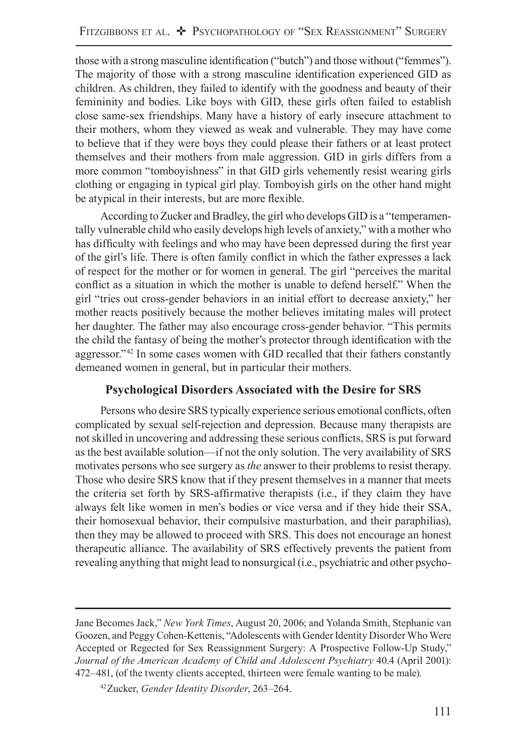those with a strong masculine identification ("butch") and those without ("femmes"). The majority of those with a strong masculine identification experienced GID as children. As children, they failed to identify with the goodness and beauty of their femininity and bodies. Like boys with GID, these girls often failed to establish close same-sex friendships. Many have a history of early insecure attachment to their mothers, whom they viewed as weak and vulnerable. They may have come to believe that if they were boys they could please their fathers or at least protect themselves and their mothers from male aggression. GID in girls differs from a more common "tomboyishness" in that GID girls vehemently resist wearing girls clothing or engaging in typical girl play. Tomboyish girls on the other hand might be atypical in their interests, but are more flexible.

According to Zucker and Bradley, the girl who develops GID is a "temperamentally vulnerable child who easily develops high levels of anxiety," with a mother who has difficulty with feelings and who may have been depressed during the first year of the girl's life. There is often family conflict in which the father expresses a lack of respect for the mother or for women in general. The girl "perceives the marital conflict as a situation in which the mother is unable to defend herself." When the girl "tries out cross-gender behaviors in an initial effort to decrease anxiety," her mother reacts positively because the mother believes imitating males will protect her daughter. The father may also encourage cross-gender behavior. "This permits the child the fantasy of being the mother's protector through identification with the aggressor."[42] In some cases women with GID recalled that their fathers constantly demeaned women in general, but in particular their mothers.

### Psychological Disorders Associated with the Desire for SRS

Persons who desire SRS typically experience serious emotional conflicts, often complicated by sexual self-rejection and depression. Because many therapists are not skilled in uncovering and addressing these serious conflicts, SRS is put forward as the best available solution—if not the only solution. The very availability of SRS motivates persons who see surgery as *the* answer to their problems to resist therapy. Those who desire SRS know that if they present themselves in a manner that meets the criteria set forth by SRS-affirmative therapists (i.e., if they claim they have always felt like women in men's bodies or vice versa and if they hide their SSA, their homosexual behavior, their compulsive masturbation, and their paraphilias), then they may be allowed to proceed with SRS. This does not encourage an honest therapeutic alliance. The availability of SRS effectively prevents the patient from revealing anything that might lead to nonsurgical (i.e., psychiatric and other psycho-

---

Jane Becomes Jack," *New York Times*, August 20, 2006; and Yolanda Smith, Stephanie van Goozen, and Peggy Cohen-Kettenis, "Adolescents with Gender Identity Disorder Who Were Accepted or Regected for Sex Reassignment Surgery: A Prospective Follow-Up Study," *Journal of the American Academy of Child and Adolescent Psychiatry* 40.4 (April 2001): 472–481, (of the twenty clients accepted, thirteen were female wanting to be male).

[42] Zucker, *Gender Identity Disorder*, 263–264.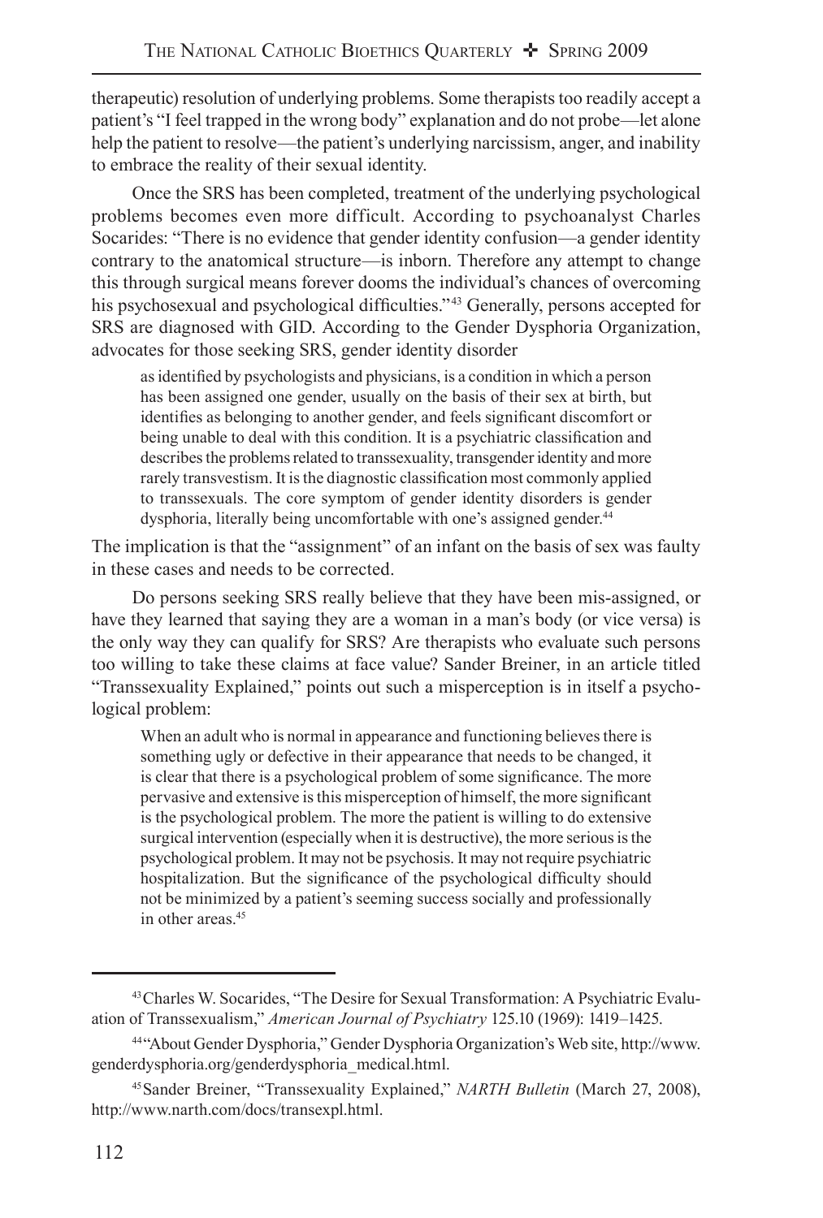therapeutic) resolution of underlying problems. Some therapists too readily accept a patient's "I feel trapped in the wrong body" explanation and do not probe—let alone help the patient to resolve—the patient's underlying narcissism, anger, and inability to embrace the reality of their sexual identity.

Once the SRS has been completed, treatment of the underlying psychological problems becomes even more difficult. According to psychoanalyst Charles Socarides: "There is no evidence that gender identity confusion—a gender identity contrary to the anatomical structure—is inborn. Therefore any attempt to change this through surgical means forever dooms the individual's chances of overcoming his psychosexual and psychological difficulties."[43] Generally, persons accepted for SRS are diagnosed with GID. According to the Gender Dysphoria Organization, advocates for those seeking SRS, gender identity disorder

> as identified by psychologists and physicians, is a condition in which a person has been assigned one gender, usually on the basis of their sex at birth, but identifies as belonging to another gender, and feels significant discomfort or being unable to deal with this condition. It is a psychiatric classification and describes the problems related to transsexuality, transgender identity and more rarely transvestism. It is the diagnostic classification most commonly applied to transsexuals. The core symptom of gender identity disorders is gender dysphoria, literally being uncomfortable with one's assigned gender.[44]

The implication is that the "assignment" of an infant on the basis of sex was faulty in these cases and needs to be corrected.

Do persons seeking SRS really believe that they have been mis-assigned, or have they learned that saying they are a woman in a man's body (or vice versa) is the only way they can qualify for SRS? Are therapists who evaluate such persons too willing to take these claims at face value? Sander Breiner, in an article titled "Transsexuality Explained," points out such a misperception is in itself a psychological problem:

> When an adult who is normal in appearance and functioning believes there is something ugly or defective in their appearance that needs to be changed, it is clear that there is a psychological problem of some significance. The more pervasive and extensive is this misperception of himself, the more significant is the psychological problem. The more the patient is willing to do extensive surgical intervention (especially when it is destructive), the more serious is the psychological problem. It may not be psychosis. It may not require psychiatric hospitalization. But the significance of the psychological difficulty should not be minimized by a patient's seeming success socially and professionally in other areas.[45]

---

[43] Charles W. Socarides, "The Desire for Sexual Transformation: A Psychiatric Evaluation of Transsexualism," *American Journal of Psychiatry* 125.10 (1969): 1419–1425.

[44] "About Gender Dysphoria," Gender Dysphoria Organization's Web site, http://www.genderdysphoria.org/genderdysphoria_medical.html.

[45] Sander Breiner, "Transsexuality Explained," *NARTH Bulletin* (March 27, 2008), http://www.narth.com/docs/transexpl.html.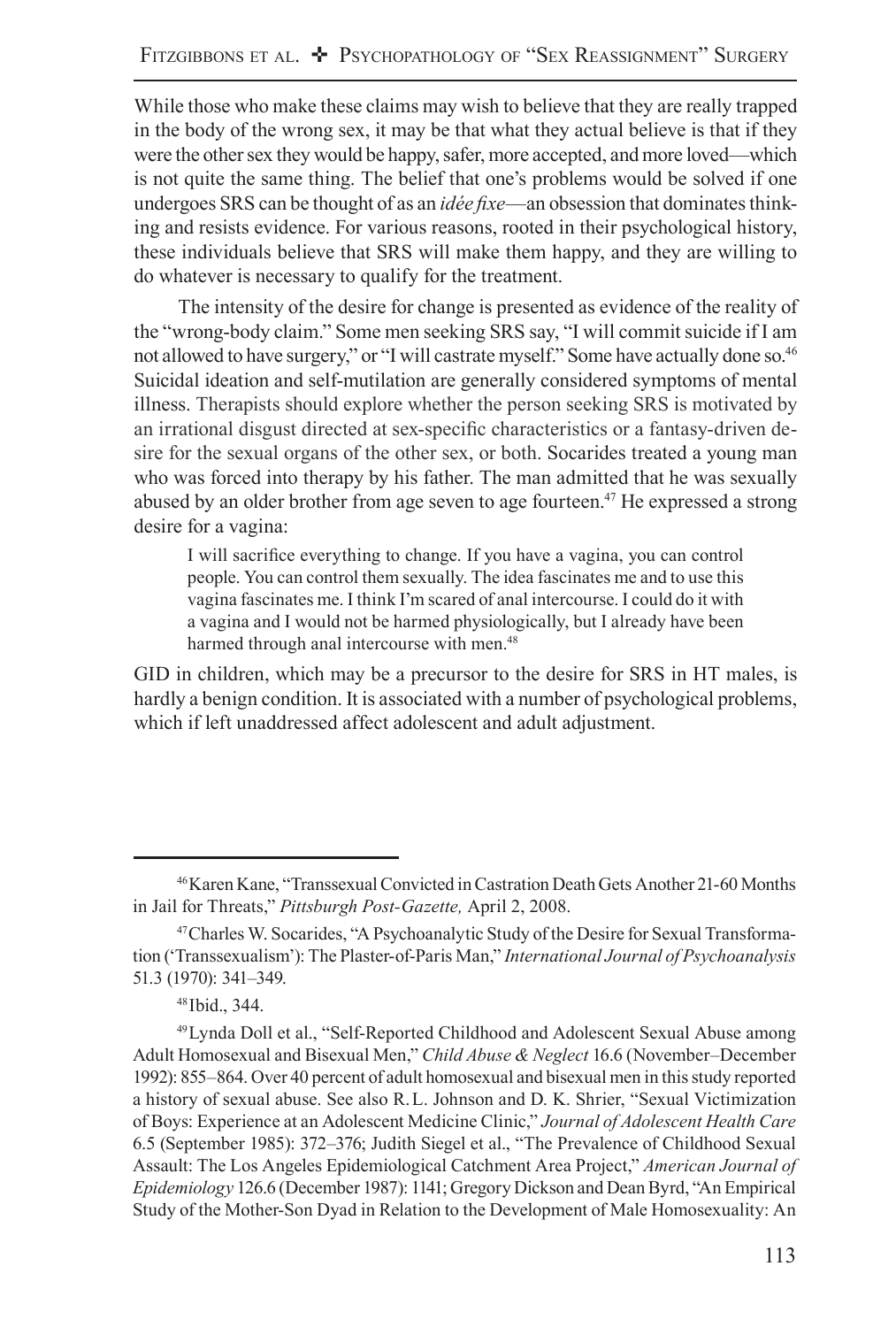While those who make these claims may wish to believe that they are really trapped in the body of the wrong sex, it may be that what they actual believe is that if they were the other sex they would be happy, safer, more accepted, and more loved—which is not quite the same thing. The belief that one's problems would be solved if one undergoes SRS can be thought of as an *idée fixe*—an obsession that dominates thinking and resists evidence. For various reasons, rooted in their psychological history, these individuals believe that SRS will make them happy, and they are willing to do whatever is necessary to qualify for the treatment.

The intensity of the desire for change is presented as evidence of the reality of the "wrong-body claim." Some men seeking SRS say, "I will commit suicide if I am not allowed to have surgery," or "I will castrate myself." Some have actually done so.[46] Suicidal ideation and self-mutilation are generally considered symptoms of mental illness. Therapists should explore whether the person seeking SRS is motivated by an irrational disgust directed at sex-specific characteristics or a fantasy-driven desire for the sexual organs of the other sex, or both. Socarides treated a young man who was forced into therapy by his father. The man admitted that he was sexually abused by an older brother from age seven to age fourteen.[47] He expressed a strong desire for a vagina:

> I will sacrifice everything to change. If you have a vagina, you can control people. You can control them sexually. The idea fascinates me and to use this vagina fascinates me. I think I'm scared of anal intercourse. I could do it with a vagina and I would not be harmed physiologically, but I already have been harmed through anal intercourse with men.[48]

GID in children, which may be a precursor to the desire for SRS in HT males, is hardly a benign condition. It is associated with a number of psychological problems, which if left unaddressed affect adolescent and adult adjustment.

---

[46] Karen Kane, "Transsexual Convicted in Castration Death Gets Another 21-60 Months in Jail for Threats," *Pittsburgh Post-Gazette,* April 2, 2008.

[47] Charles W. Socarides, "A Psychoanalytic Study of the Desire for Sexual Transformation ('Transsexualism'): The Plaster-of-Paris Man," *International Journal of Psychoanalysis* 51.3 (1970): 341–349.

[48] Ibid., 344.

[49] Lynda Doll et al., "Self-Reported Childhood and Adolescent Sexual Abuse among Adult Homosexual and Bisexual Men," *Child Abuse & Neglect* 16.6 (November–December 1992): 855–864. Over 40 percent of adult homosexual and bisexual men in this study reported a history of sexual abuse. See also R. L. Johnson and D. K. Shrier, "Sexual Victimization of Boys: Experience at an Adolescent Medicine Clinic," *Journal of Adolescent Health Care* 6.5 (September 1985): 372–376; Judith Siegel et al., "The Prevalence of Childhood Sexual Assault: The Los Angeles Epidemiological Catchment Area Project," *American Journal of Epidemiology* 126.6 (December 1987): 1141; Gregory Dickson and Dean Byrd, "An Empirical Study of the Mother-Son Dyad in Relation to the Development of Male Homosexuality: An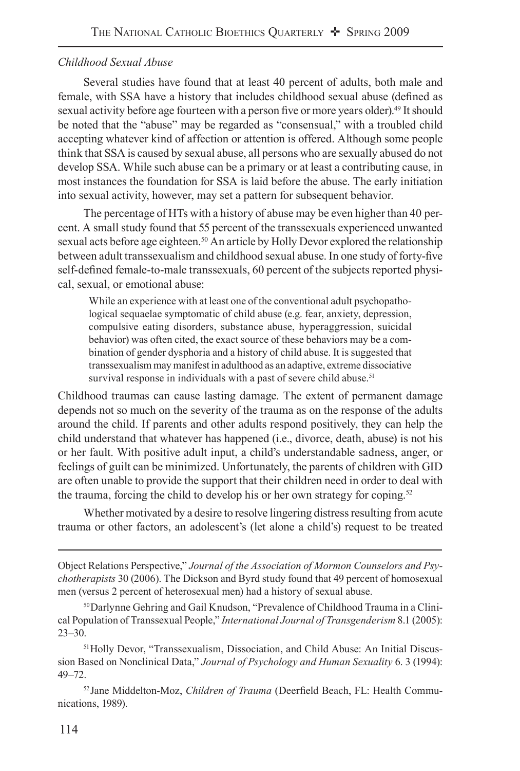*Childhood Sexual Abuse*

Several studies have found that at least 40 percent of adults, both male and female, with SSA have a history that includes childhood sexual abuse (defined as sexual activity before age fourteen with a person five or more years older).[49] It should be noted that the "abuse" may be regarded as "consensual," with a troubled child accepting whatever kind of affection or attention is offered. Although some people think that SSA is caused by sexual abuse, all persons who are sexually abused do not develop SSA. While such abuse can be a primary or at least a contributing cause, in most instances the foundation for SSA is laid before the abuse. The early initiation into sexual activity, however, may set a pattern for subsequent behavior.

The percentage of HTs with a history of abuse may be even higher than 40 percent. A small study found that 55 percent of the transsexuals experienced unwanted sexual acts before age eighteen.[50] An article by Holly Devor explored the relationship between adult transsexualism and childhood sexual abuse. In one study of forty-five self-defined female-to-male transsexuals, 60 percent of the subjects reported physical, sexual, or emotional abuse:

> While an experience with at least one of the conventional adult psychopathological sequaelae symptomatic of child abuse (e.g. fear, anxiety, depression, compulsive eating disorders, substance abuse, hyperaggression, suicidal behavior) was often cited, the exact source of these behaviors may be a combination of gender dysphoria and a history of child abuse. It is suggested that transsexualism may manifest in adulthood as an adaptive, extreme dissociative survival response in individuals with a past of severe child abuse.[51]

Childhood traumas can cause lasting damage. The extent of permanent damage depends not so much on the severity of the trauma as on the response of the adults around the child. If parents and other adults respond positively, they can help the child understand that whatever has happened (i.e., divorce, death, abuse) is not his or her fault. With positive adult input, a child's understandable sadness, anger, or feelings of guilt can be minimized. Unfortunately, the parents of children with GID are often unable to provide the support that their children need in order to deal with the trauma, forcing the child to develop his or her own strategy for coping.[52]

Whether motivated by a desire to resolve lingering distress resulting from acute trauma or other factors, an adolescent's (let alone a child's) request to be treated

---

Object Relations Perspective," *Journal of the Association of Mormon Counselors and Psychotherapists* 30 (2006). The Dickson and Byrd study found that 49 percent of homosexual men (versus 2 percent of heterosexual men) had a history of sexual abuse.

[50] Darlynne Gehring and Gail Knudson, "Prevalence of Childhood Trauma in a Clinical Population of Transsexual People," *International Journal of Transgenderism* 8.1 (2005): 23–30.

[51] Holly Devor, "Transsexualism, Dissociation, and Child Abuse: An Initial Discussion Based on Nonclinical Data," *Journal of Psychology and Human Sexuality* 6. 3 (1994): 49–72.

[52] Jane Middelton-Moz, *Children of Trauma* (Deerfield Beach, FL: Health Communications, 1989).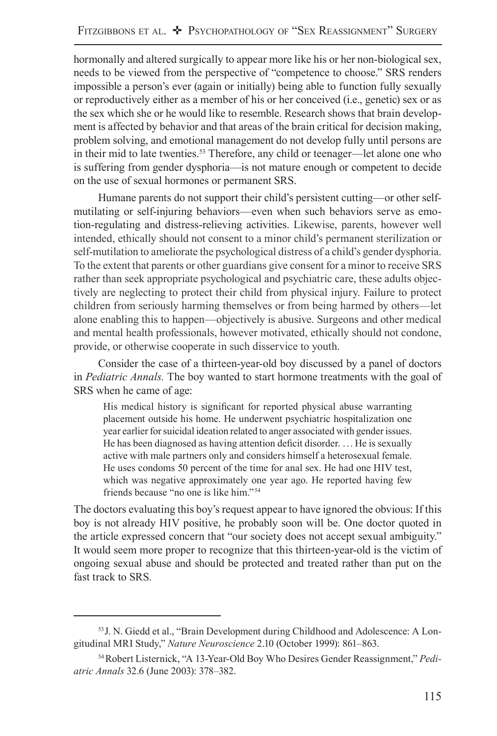hormonally and altered surgically to appear more like his or her non-biological sex, needs to be viewed from the perspective of "competence to choose." SRS renders impossible a person's ever (again or initially) being able to function fully sexually or reproductively either as a member of his or her conceived (i.e., genetic) sex or as the sex which she or he would like to resemble. Research shows that brain development is affected by behavior and that areas of the brain critical for decision making, problem solving, and emotional management do not develop fully until persons are in their mid to late twenties.[53] Therefore, any child or teenager—let alone one who is suffering from gender dysphoria—is not mature enough or competent to decide on the use of sexual hormones or permanent SRS.

Humane parents do not support their child's persistent cutting—or other self-mutilating or self-injuring behaviors—even when such behaviors serve as emotion-regulating and distress-relieving activities. Likewise, parents, however well intended, ethically should not consent to a minor child's permanent sterilization or self-mutilation to ameliorate the psychological distress of a child's gender dysphoria. To the extent that parents or other guardians give consent for a minor to receive SRS rather than seek appropriate psychological and psychiatric care, these adults objectively are neglecting to protect their child from physical injury. Failure to protect children from seriously harming themselves or from being harmed by others—let alone enabling this to happen—objectively is abusive. Surgeons and other medical and mental health professionals, however motivated, ethically should not condone, provide, or otherwise cooperate in such disservice to youth.

Consider the case of a thirteen-year-old boy discussed by a panel of doctors in *Pediatric Annals.* The boy wanted to start hormone treatments with the goal of SRS when he came of age:

> His medical history is significant for reported physical abuse warranting placement outside his home. He underwent psychiatric hospitalization one year earlier for suicidal ideation related to anger associated with gender issues. He has been diagnosed as having attention deficit disorder. … He is sexually active with male partners only and considers himself a heterosexual female. He uses condoms 50 percent of the time for anal sex. He had one HIV test, which was negative approximately one year ago. He reported having few friends because "no one is like him."[54]

The doctors evaluating this boy's request appear to have ignored the obvious: If this boy is not already HIV positive, he probably soon will be. One doctor quoted in the article expressed concern that "our society does not accept sexual ambiguity." It would seem more proper to recognize that this thirteen-year-old is the victim of ongoing sexual abuse and should be protected and treated rather than put on the fast track to SRS.

---

[53] J. N. Giedd et al., "Brain Development during Childhood and Adolescence: A Longitudinal MRI Study," *Nature Neuroscience* 2.10 (October 1999): 861–863.

[54] Robert Listernick, "A 13-Year-Old Boy Who Desires Gender Reassignment," *Pediatric Annals* 32.6 (June 2003): 378–382.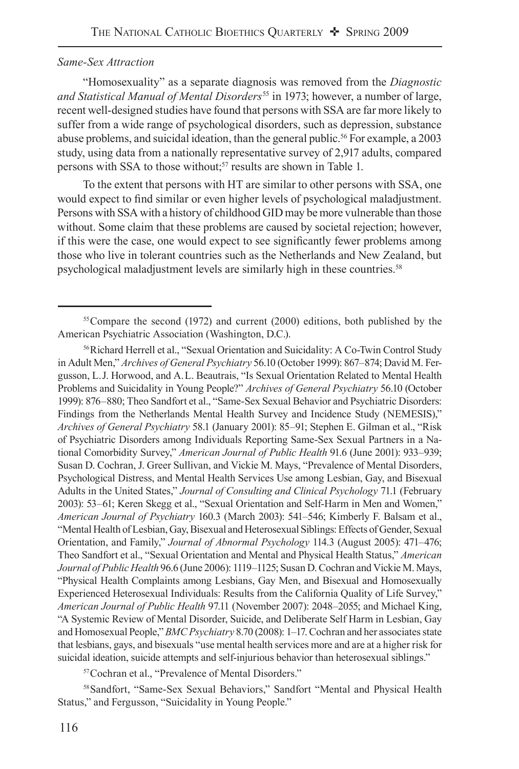*Same-Sex Attraction*

"Homosexuality" as a separate diagnosis was removed from the *Diagnostic and Statistical Manual of Mental Disorders*[55] in 1973; however, a number of large, recent well-designed studies have found that persons with SSA are far more likely to suffer from a wide range of psychological disorders, such as depression, substance abuse problems, and suicidal ideation, than the general public.[56] For example, a 2003 study, using data from a nationally representative survey of 2,917 adults, compared persons with SSA to those without;[57] results are shown in Table 1.

To the extent that persons with HT are similar to other persons with SSA, one would expect to find similar or even higher levels of psychological maladjustment. Persons with SSA with a history of childhood GID may be more vulnerable than those without. Some claim that these problems are caused by societal rejection; however, if this were the case, one would expect to see significantly fewer problems among those who live in tolerant countries such as the Netherlands and New Zealand, but psychological maladjustment levels are similarly high in these countries.[58]

---

[55] Compare the second (1972) and current (2000) editions, both published by the American Psychiatric Association (Washington, D.C.).

[56] Richard Herrell et al., "Sexual Orientation and Suicidality: A Co-Twin Control Study in Adult Men," *Archives of General Psychiatry* 56.10 (October 1999): 867–874; David M. Fergusson, L.J. Horwood, and A.L. Beautrais, "Is Sexual Orientation Related to Mental Health Problems and Suicidality in Young People?" *Archives of General Psychiatry* 56.10 (October 1999): 876–880; Theo Sandfort et al., "Same-Sex Sexual Behavior and Psychiatric Disorders: Findings from the Netherlands Mental Health Survey and Incidence Study (NEMESIS)," *Archives of General Psychiatry* 58.1 (January 2001): 85–91; Stephen E. Gilman et al., "Risk of Psychiatric Disorders among Individuals Reporting Same-Sex Sexual Partners in a National Comorbidity Survey," *American Journal of Public Health* 91.6 (June 2001): 933–939; Susan D. Cochran, J. Greer Sullivan, and Vickie M. Mays, "Prevalence of Mental Disorders, Psychological Distress, and Mental Health Services Use among Lesbian, Gay, and Bisexual Adults in the United States," *Journal of Consulting and Clinical Psychology* 71.1 (February 2003): 53–61; Keren Skegg et al., "Sexual Orientation and Self-Harm in Men and Women," *American Journal of Psychiatry* 160.3 (March 2003): 541–546; Kimberly F. Balsam et al., "Mental Health of Lesbian, Gay, Bisexual and Heterosexual Siblings: Effects of Gender, Sexual Orientation, and Family," *Journal of Abnormal Psychology* 114.3 (August 2005): 471–476; Theo Sandfort et al., "Sexual Orientation and Mental and Physical Health Status," *American Journal of Public Health* 96.6 (June 2006): 1119–1125; Susan D. Cochran and Vickie M. Mays, "Physical Health Complaints among Lesbians, Gay Men, and Bisexual and Homosexually Experienced Heterosexual Individuals: Results from the California Quality of Life Survey," *American Journal of Public Health* 97.11 (November 2007): 2048–2055; and Michael King, "A Systemic Review of Mental Disorder, Suicide, and Deliberate Self Harm in Lesbian, Gay and Homosexual People," *BMC Psychiatry* 8.70 (2008): 1–17. Cochran and her associates state that lesbians, gays, and bisexuals "use mental health services more and are at a higher risk for suicidal ideation, suicide attempts and self-injurious behavior than heterosexual siblings."

[57] Cochran et al., "Prevalence of Mental Disorders."

[58] Sandfort, "Same-Sex Sexual Behaviors," Sandfort "Mental and Physical Health Status," and Fergusson, "Suicidality in Young People."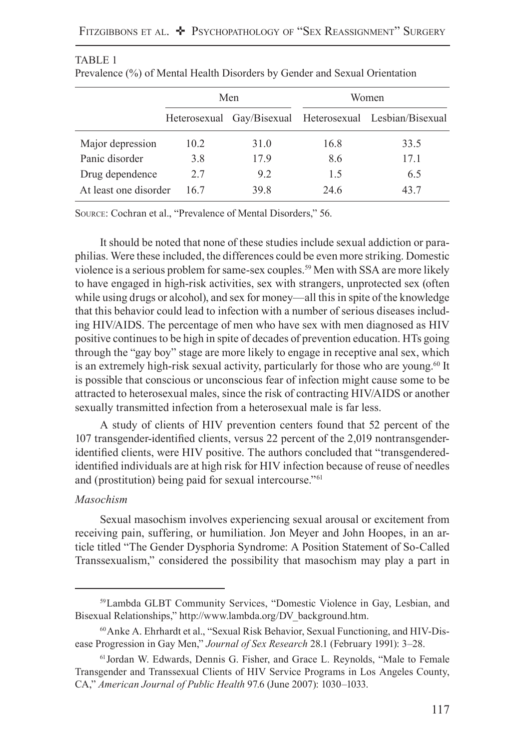TABLE 1

Prevalence (%) of Mental Health Disorders by Gender and Sexual Orientation

| | Men | | Women | |
|---|---|---|---|---|
| | Heterosexual | Gay/Bisexual | Heterosexual | Lesbian/Bisexual |
| Major depression | 10.2 | 31.0 | 16.8 | 33.5 |
| Panic disorder | 3.8 | 17.9 | 8.6 | 17.1 |
| Drug dependence | 2.7 | 9.2 | 1.5 | 6.5 |
| At least one disorder | 16.7 | 39.8 | 24.6 | 43.7 |

Source: Cochran et al., "Prevalence of Mental Disorders," 56.

It should be noted that none of these studies include sexual addiction or paraphilias. Were these included, the differences could be even more striking. Domestic violence is a serious problem for same-sex couples.[59] Men with SSA are more likely to have engaged in high-risk activities, sex with strangers, unprotected sex (often while using drugs or alcohol), and sex for money—all this in spite of the knowledge that this behavior could lead to infection with a number of serious diseases including HIV/AIDS. The percentage of men who have sex with men diagnosed as HIV positive continues to be high in spite of decades of prevention education. HTs going through the "gay boy" stage are more likely to engage in receptive anal sex, which is an extremely high-risk sexual activity, particularly for those who are young.[60] It is possible that conscious or unconscious fear of infection might cause some to be attracted to heterosexual males, since the risk of contracting HIV/AIDS or another sexually transmitted infection from a heterosexual male is far less.

A study of clients of HIV prevention centers found that 52 percent of the 107 transgender-identified clients, versus 22 percent of the 2,019 nontransgender-identified clients, were HIV positive. The authors concluded that "transgendered-identified individuals are at high risk for HIV infection because of reuse of needles and (prostitution) being paid for sexual intercourse."[61]

*Masochism*

Sexual masochism involves experiencing sexual arousal or excitement from receiving pain, suffering, or humiliation. Jon Meyer and John Hoopes, in an article titled "The Gender Dysphoria Syndrome: A Position Statement of So-Called Transsexualism," considered the possibility that masochism may play a part in

---

[59] Lambda GLBT Community Services, "Domestic Violence in Gay, Lesbian, and Bisexual Relationships," http://www.lambda.org/DV_background.htm.

[60] Anke A. Ehrhardt et al., "Sexual Risk Behavior, Sexual Functioning, and HIV-Disease Progression in Gay Men," *Journal of Sex Research* 28.1 (February 1991): 3–28.

[61] Jordan W. Edwards, Dennis G. Fisher, and Grace L. Reynolds, "Male to Female Transgender and Transsexual Clients of HIV Service Programs in Los Angeles County, CA," *American Journal of Public Health* 97.6 (June 2007): 1030–1033.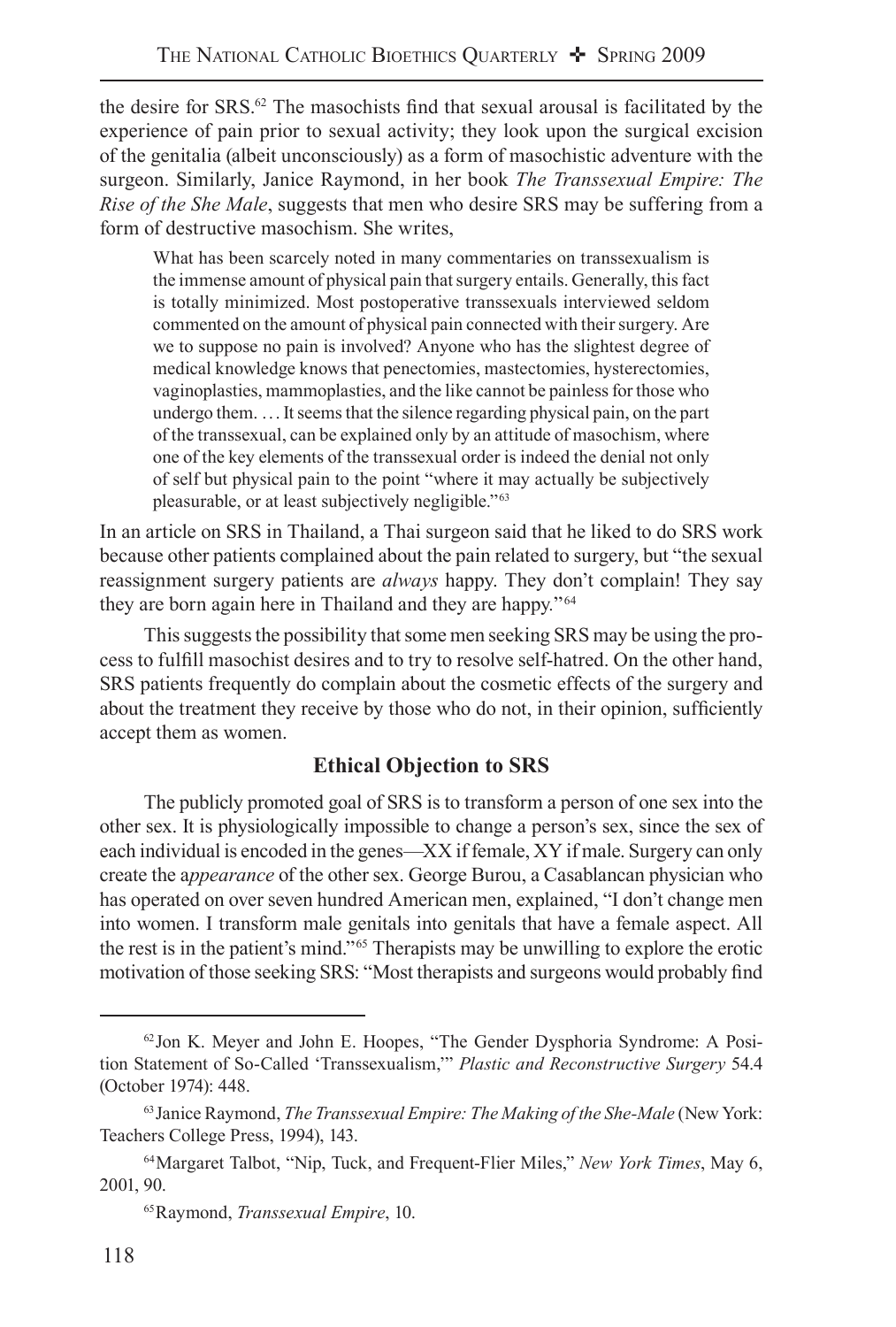the desire for SRS.[62] The masochists find that sexual arousal is facilitated by the experience of pain prior to sexual activity; they look upon the surgical excision of the genitalia (albeit unconsciously) as a form of masochistic adventure with the surgeon. Similarly, Janice Raymond, in her book *The Transsexual Empire: The Rise of the She Male*, suggests that men who desire SRS may be suffering from a form of destructive masochism. She writes,

> What has been scarcely noted in many commentaries on transsexualism is the immense amount of physical pain that surgery entails. Generally, this fact is totally minimized. Most postoperative transsexuals interviewed seldom commented on the amount of physical pain connected with their surgery. Are we to suppose no pain is involved? Anyone who has the slightest degree of medical knowledge knows that penectomies, mastectomies, hysterectomies, vaginoplasties, mammoplasties, and the like cannot be painless for those who undergo them. … It seems that the silence regarding physical pain, on the part of the transsexual, can be explained only by an attitude of masochism, where one of the key elements of the transsexual order is indeed the denial not only of self but physical pain to the point "where it may actually be subjectively pleasurable, or at least subjectively negligible."[63]

In an article on SRS in Thailand, a Thai surgeon said that he liked to do SRS work because other patients complained about the pain related to surgery, but "the sexual reassignment surgery patients are *always* happy. They don't complain! They say they are born again here in Thailand and they are happy."[64]

This suggests the possibility that some men seeking SRS may be using the process to fulfill masochist desires and to try to resolve self-hatred. On the other hand, SRS patients frequently do complain about the cosmetic effects of the surgery and about the treatment they receive by those who do not, in their opinion, sufficiently accept them as women.

### Ethical Objection to SRS

The publicly promoted goal of SRS is to transform a person of one sex into the other sex. It is physiologically impossible to change a person's sex, since the sex of each individual is encoded in the genes—XX if female, XY if male. Surgery can only create the a*ppearance* of the other sex. George Burou, a Casablancan physician who has operated on over seven hundred American men, explained, "I don't change men into women. I transform male genitals into genitals that have a female aspect. All the rest is in the patient's mind."[65] Therapists may be unwilling to explore the erotic motivation of those seeking SRS: "Most therapists and surgeons would probably find

---

[62] Jon K. Meyer and John E. Hoopes, "The Gender Dysphoria Syndrome: A Position Statement of So-Called 'Transsexualism,'" *Plastic and Reconstructive Surgery* 54.4 (October 1974): 448.

[63] Janice Raymond, *The Transsexual Empire: The Making of the She-Male* (New York: Teachers College Press, 1994), 143.

[64] Margaret Talbot, "Nip, Tuck, and Frequent-Flier Miles," *New York Times*, May 6, 2001, 90.

[65] Raymond, *Transsexual Empire*, 10.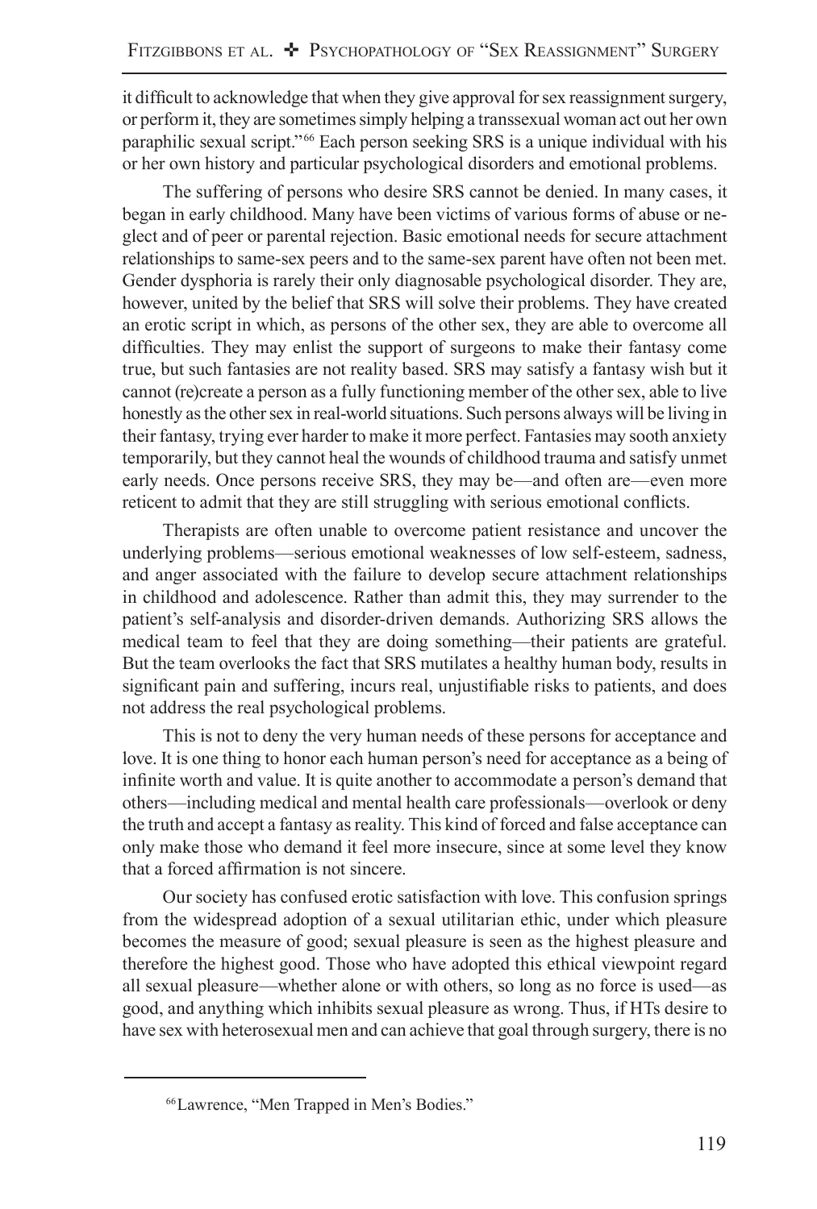it difficult to acknowledge that when they give approval for sex reassignment surgery, or perform it, they are sometimes simply helping a transsexual woman act out her own paraphilic sexual script."[66] Each person seeking SRS is a unique individual with his or her own history and particular psychological disorders and emotional problems.

The suffering of persons who desire SRS cannot be denied. In many cases, it began in early childhood. Many have been victims of various forms of abuse or neglect and of peer or parental rejection. Basic emotional needs for secure attachment relationships to same-sex peers and to the same-sex parent have often not been met. Gender dysphoria is rarely their only diagnosable psychological disorder. They are, however, united by the belief that SRS will solve their problems. They have created an erotic script in which, as persons of the other sex, they are able to overcome all difficulties. They may enlist the support of surgeons to make their fantasy come true, but such fantasies are not reality based. SRS may satisfy a fantasy wish but it cannot (re)create a person as a fully functioning member of the other sex, able to live honestly as the other sex in real-world situations. Such persons always will be living in their fantasy, trying ever harder to make it more perfect. Fantasies may sooth anxiety temporarily, but they cannot heal the wounds of childhood trauma and satisfy unmet early needs. Once persons receive SRS, they may be—and often are—even more reticent to admit that they are still struggling with serious emotional conflicts.

Therapists are often unable to overcome patient resistance and uncover the underlying problems—serious emotional weaknesses of low self-esteem, sadness, and anger associated with the failure to develop secure attachment relationships in childhood and adolescence. Rather than admit this, they may surrender to the patient's self-analysis and disorder-driven demands. Authorizing SRS allows the medical team to feel that they are doing something—their patients are grateful. But the team overlooks the fact that SRS mutilates a healthy human body, results in significant pain and suffering, incurs real, unjustifiable risks to patients, and does not address the real psychological problems.

This is not to deny the very human needs of these persons for acceptance and love. It is one thing to honor each human person's need for acceptance as a being of infinite worth and value. It is quite another to accommodate a person's demand that others—including medical and mental health care professionals—overlook or deny the truth and accept a fantasy as reality. This kind of forced and false acceptance can only make those who demand it feel more insecure, since at some level they know that a forced affirmation is not sincere.

Our society has confused erotic satisfaction with love. This confusion springs from the widespread adoption of a sexual utilitarian ethic, under which pleasure becomes the measure of good; sexual pleasure is seen as the highest pleasure and therefore the highest good. Those who have adopted this ethical viewpoint regard all sexual pleasure—whether alone or with others, so long as no force is used—as good, and anything which inhibits sexual pleasure as wrong. Thus, if HTs desire to have sex with heterosexual men and can achieve that goal through surgery, there is no

---

[66] Lawrence, "Men Trapped in Men's Bodies."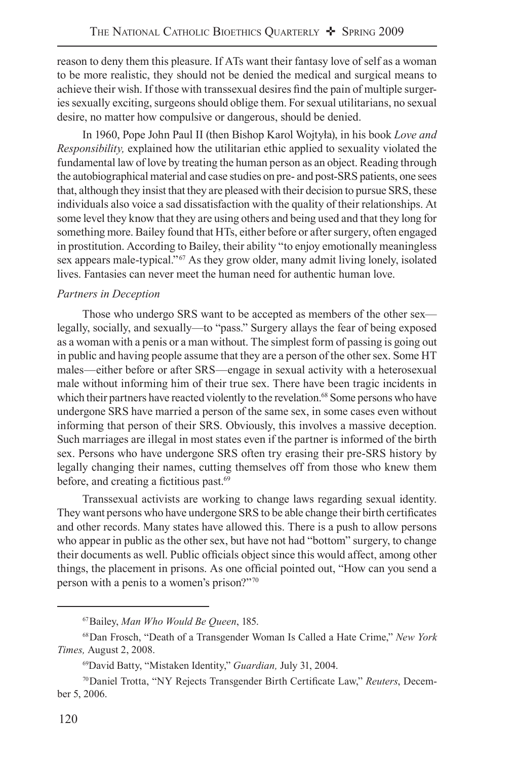reason to deny them this pleasure. If ATs want their fantasy love of self as a woman to be more realistic, they should not be denied the medical and surgical means to achieve their wish. If those with transsexual desires find the pain of multiple surgeries sexually exciting, surgeons should oblige them. For sexual utilitarians, no sexual desire, no matter how compulsive or dangerous, should be denied.

In 1960, Pope John Paul II (then Bishop Karol Wojtyła), in his book *Love and Responsibility,* explained how the utilitarian ethic applied to sexuality violated the fundamental law of love by treating the human person as an object. Reading through the autobiographical material and case studies on pre- and post-SRS patients, one sees that, although they insist that they are pleased with their decision to pursue SRS, these individuals also voice a sad dissatisfaction with the quality of their relationships. At some level they know that they are using others and being used and that they long for something more. Bailey found that HTs, either before or after surgery, often engaged in prostitution. According to Bailey, their ability "to enjoy emotionally meaningless sex appears male-typical."[67] As they grow older, many admit living lonely, isolated lives. Fantasies can never meet the human need for authentic human love.

### *Partners in Deception*

Those who undergo SRS want to be accepted as members of the other sex—legally, socially, and sexually—to "pass." Surgery allays the fear of being exposed as a woman with a penis or a man without. The simplest form of passing is going out in public and having people assume that they are a person of the other sex. Some HT males—either before or after SRS—engage in sexual activity with a heterosexual male without informing him of their true sex. There have been tragic incidents in which their partners have reacted violently to the revelation.[68] Some persons who have undergone SRS have married a person of the same sex, in some cases even without informing that person of their SRS. Obviously, this involves a massive deception. Such marriages are illegal in most states even if the partner is informed of the birth sex. Persons who have undergone SRS often try erasing their pre-SRS history by legally changing their names, cutting themselves off from those who knew them before, and creating a fictitious past.[69]

Transsexual activists are working to change laws regarding sexual identity. They want persons who have undergone SRS to be able change their birth certificates and other records. Many states have allowed this. There is a push to allow persons who appear in public as the other sex, but have not had "bottom" surgery, to change their documents as well. Public officials object since this would affect, among other things, the placement in prisons. As one official pointed out, "How can you send a person with a penis to a women's prison?"[70]

---

[67] Bailey, *Man Who Would Be Queen*, 185.

[68] Dan Frosch, "Death of a Transgender Woman Is Called a Hate Crime," *New York Times,* August 2, 2008.

[69] David Batty, "Mistaken Identity," *Guardian,* July 31, 2004.

[70] Daniel Trotta, "NY Rejects Transgender Birth Certificate Law," *Reuters*, December 5, 2006.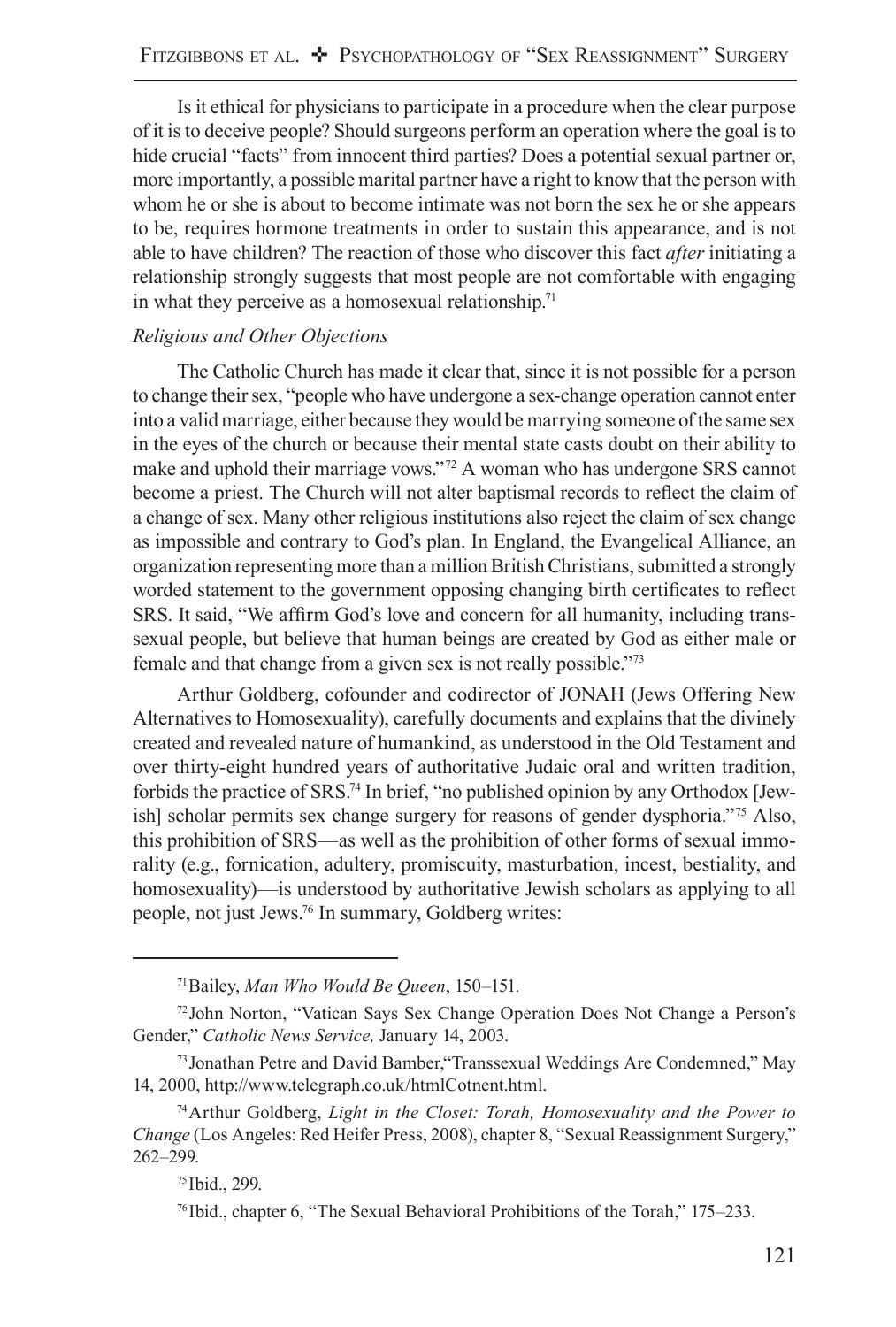Is it ethical for physicians to participate in a procedure when the clear purpose of it is to deceive people? Should surgeons perform an operation where the goal is to hide crucial "facts" from innocent third parties? Does a potential sexual partner or, more importantly, a possible marital partner have a right to know that the person with whom he or she is about to become intimate was not born the sex he or she appears to be, requires hormone treatments in order to sustain this appearance, and is not able to have children? The reaction of those who discover this fact *after* initiating a relationship strongly suggests that most people are not comfortable with engaging in what they perceive as a homosexual relationship.[71]

*Religious and Other Objections*

The Catholic Church has made it clear that, since it is not possible for a person to change their sex, "people who have undergone a sex-change operation cannot enter into a valid marriage, either because they would be marrying someone of the same sex in the eyes of the church or because their mental state casts doubt on their ability to make and uphold their marriage vows."[72] A woman who has undergone SRS cannot become a priest. The Church will not alter baptismal records to reflect the claim of a change of sex. Many other religious institutions also reject the claim of sex change as impossible and contrary to God's plan. In England, the Evangelical Alliance, an organization representing more than a million British Christians, submitted a strongly worded statement to the government opposing changing birth certificates to reflect SRS. It said, "We affirm God's love and concern for all humanity, including transsexual people, but believe that human beings are created by God as either male or female and that change from a given sex is not really possible."[73]

Arthur Goldberg, cofounder and codirector of JONAH (Jews Offering New Alternatives to Homosexuality), carefully documents and explains that the divinely created and revealed nature of humankind, as understood in the Old Testament and over thirty-eight hundred years of authoritative Judaic oral and written tradition, forbids the practice of SRS.[74] In brief, "no published opinion by any Orthodox [Jewish] scholar permits sex change surgery for reasons of gender dysphoria."[75] Also, this prohibition of SRS—as well as the prohibition of other forms of sexual immorality (e.g., fornication, adultery, promiscuity, masturbation, incest, bestiality, and homosexuality)—is understood by authoritative Jewish scholars as applying to all people, not just Jews.[76] In summary, Goldberg writes:

---

[71] Bailey, *Man Who Would Be Queen*, 150–151.

[72] John Norton, "Vatican Says Sex Change Operation Does Not Change a Person's Gender," *Catholic News Service,* January 14, 2003.

[73] Jonathan Petre and David Bamber,"Transsexual Weddings Are Condemned," May 14, 2000, http://www.telegraph.co.uk/htmlCotnent.html.

[74] Arthur Goldberg, *Light in the Closet: Torah, Homosexuality and the Power to Change* (Los Angeles: Red Heifer Press, 2008), chapter 8, "Sexual Reassignment Surgery," 262–299.

[75] Ibid., 299.

[76] Ibid., chapter 6, "The Sexual Behavioral Prohibitions of the Torah," 175–233.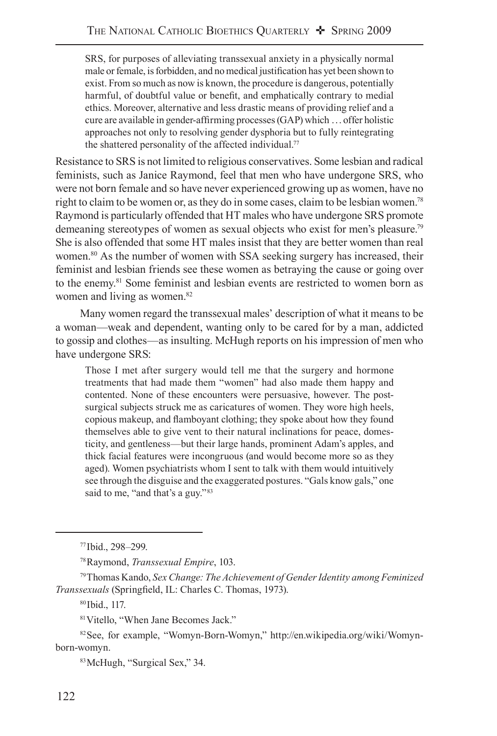> SRS, for purposes of alleviating transsexual anxiety in a physically normal male or female, is forbidden, and no medical justification has yet been shown to exist. From so much as now is known, the procedure is dangerous, potentially harmful, of doubtful value or benefit, and emphatically contrary to medial ethics. Moreover, alternative and less drastic means of providing relief and a cure are available in gender-affirming processes (GAP) which … offer holistic approaches not only to resolving gender dysphoria but to fully reintegrating the shattered personality of the affected individual.[77]

Resistance to SRS is not limited to religious conservatives. Some lesbian and radical feminists, such as Janice Raymond, feel that men who have undergone SRS, who were not born female and so have never experienced growing up as women, have no right to claim to be women or, as they do in some cases, claim to be lesbian women.[78] Raymond is particularly offended that HT males who have undergone SRS promote demeaning stereotypes of women as sexual objects who exist for men's pleasure.[79] She is also offended that some HT males insist that they are better women than real women.[80] As the number of women with SSA seeking surgery has increased, their feminist and lesbian friends see these women as betraying the cause or going over to the enemy.[81] Some feminist and lesbian events are restricted to women born as women and living as women.[82]

Many women regard the transsexual males' description of what it means to be a woman—weak and dependent, wanting only to be cared for by a man, addicted to gossip and clothes—as insulting. McHugh reports on his impression of men who have undergone SRS:

> Those I met after surgery would tell me that the surgery and hormone treatments that had made them "women" had also made them happy and contented. None of these encounters were persuasive, however. The post-surgical subjects struck me as caricatures of women. They wore high heels, copious makeup, and flamboyant clothing; they spoke about how they found themselves able to give vent to their natural inclinations for peace, domesticity, and gentleness—but their large hands, prominent Adam's apples, and thick facial features were incongruous (and would become more so as they aged). Women psychiatrists whom I sent to talk with them would intuitively see through the disguise and the exaggerated postures. "Gals know gals," one said to me, "and that's a guy."[83]

---

[77] Ibid., 298–299.

[78] Raymond, *Transsexual Empire*, 103.

[79] Thomas Kando, *Sex Change: The Achievement of Gender Identity among Feminized Transsexuals* (Springfield, IL: Charles C. Thomas, 1973).

[80] Ibid., 117.

[81] Vitello, "When Jane Becomes Jack."

[82] See, for example, "Womyn-Born-Womyn," http://en.wikipedia.org/wiki/Womyn-born-womyn.

[83] McHugh, "Surgical Sex," 34.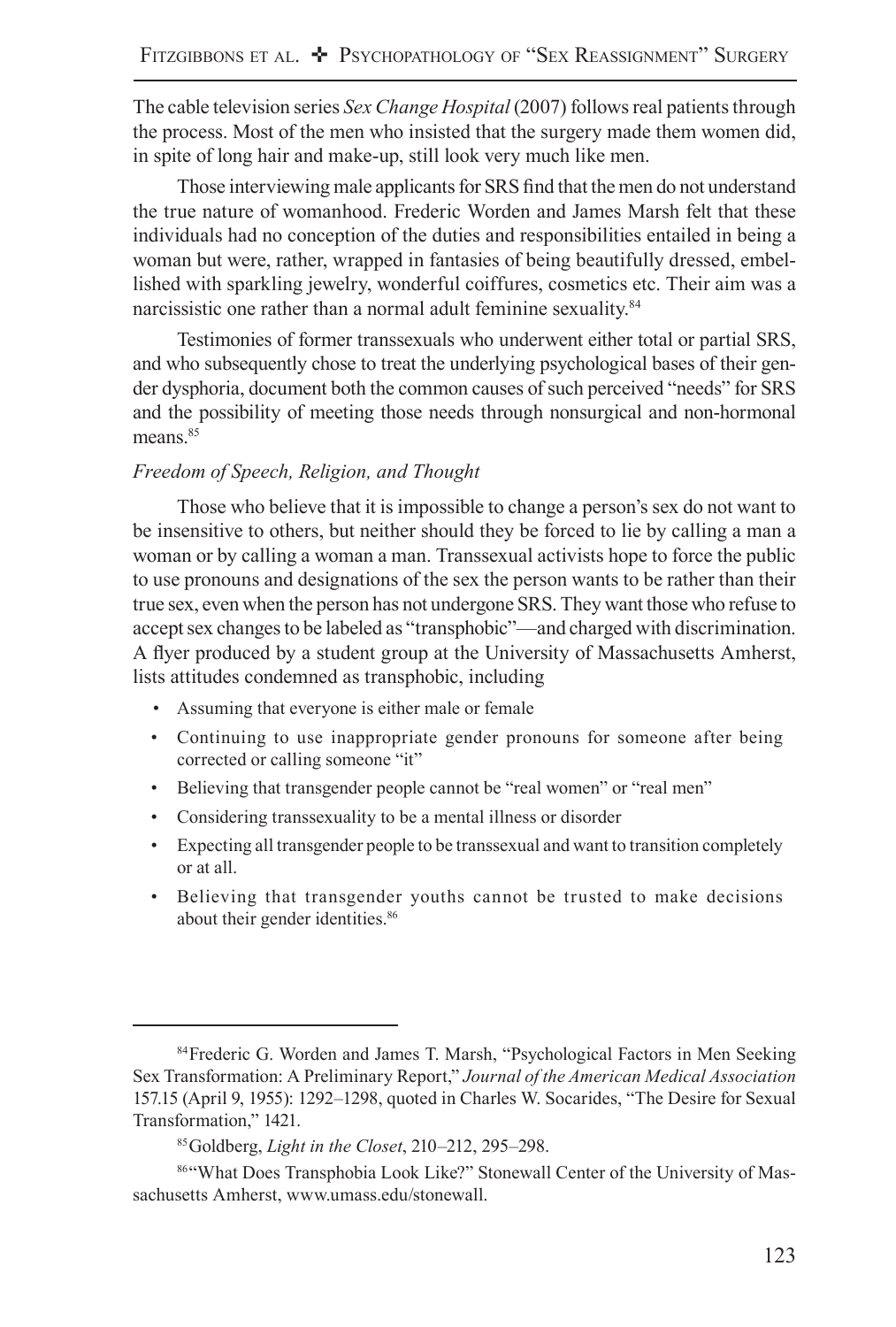The cable television series *Sex Change Hospital* (2007) follows real patients through the process. Most of the men who insisted that the surgery made them women did, in spite of long hair and make-up, still look very much like men.

Those interviewing male applicants for SRS find that the men do not understand the true nature of womanhood. Frederic Worden and James Marsh felt that these individuals had no conception of the duties and responsibilities entailed in being a woman but were, rather, wrapped in fantasies of being beautifully dressed, embellished with sparkling jewelry, wonderful coiffures, cosmetics etc. Their aim was a narcissistic one rather than a normal adult feminine sexuality.[84]

Testimonies of former transsexuals who underwent either total or partial SRS, and who subsequently chose to treat the underlying psychological bases of their gender dysphoria, document both the common causes of such perceived "needs" for SRS and the possibility of meeting those needs through nonsurgical and non-hormonal means.[85]

*Freedom of Speech, Religion, and Thought*

Those who believe that it is impossible to change a person's sex do not want to be insensitive to others, but neither should they be forced to lie by calling a man a woman or by calling a woman a man. Transsexual activists hope to force the public to use pronouns and designations of the sex the person wants to be rather than their true sex, even when the person has not undergone SRS. They want those who refuse to accept sex changes to be labeled as "transphobic"—and charged with discrimination. A flyer produced by a student group at the University of Massachusetts Amherst, lists attitudes condemned as transphobic, including

- Assuming that everyone is either male or female
- Continuing to use inappropriate gender pronouns for someone after being corrected or calling someone "it"
- Believing that transgender people cannot be "real women" or "real men"
- Considering transsexuality to be a mental illness or disorder
- Expecting all transgender people to be transsexual and want to transition completely or at all.
- Believing that transgender youths cannot be trusted to make decisions about their gender identities.[86]

---

[84] Frederic G. Worden and James T. Marsh, "Psychological Factors in Men Seeking Sex Transformation: A Preliminary Report," *Journal of the American Medical Association* 157.15 (April 9, 1955): 1292–1298, quoted in Charles W. Socarides, "The Desire for Sexual Transformation," 1421.

[85] Goldberg, *Light in the Closet*, 210–212, 295–298.

[86] "What Does Transphobia Look Like?" Stonewall Center of the University of Massachusetts Amherst, www.umass.edu/stonewall.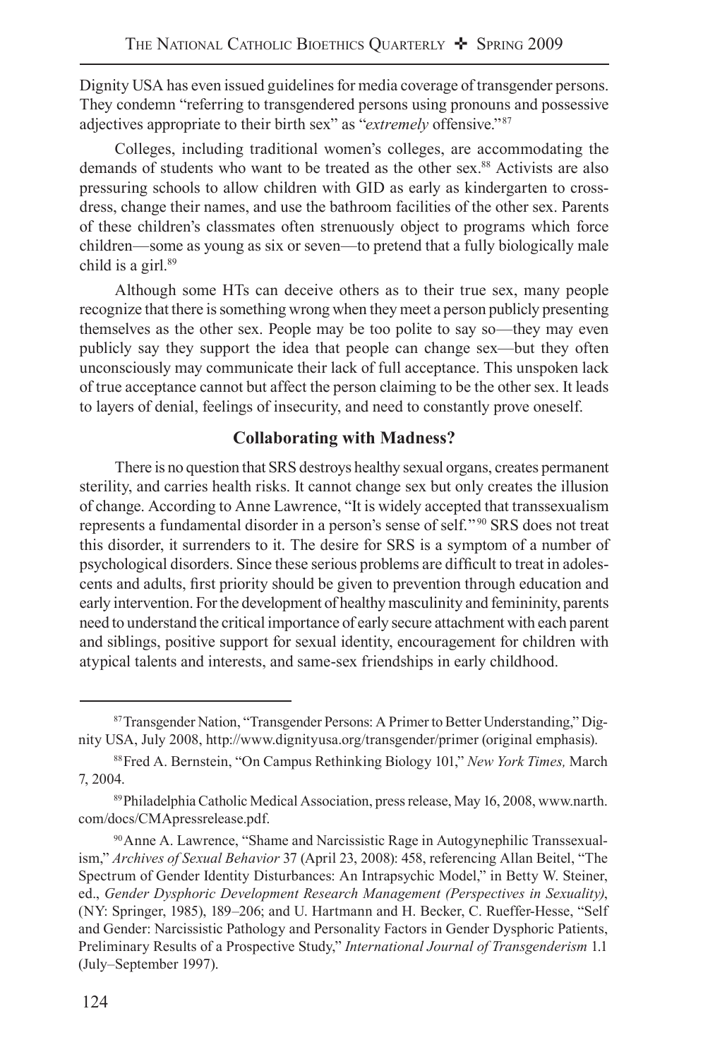Dignity USA has even issued guidelines for media coverage of transgender persons. They condemn "referring to transgendered persons using pronouns and possessive adjectives appropriate to their birth sex" as "*extremely* offensive."[87]

Colleges, including traditional women's colleges, are accommodating the demands of students who want to be treated as the other sex.[88] Activists are also pressuring schools to allow children with GID as early as kindergarten to cross-dress, change their names, and use the bathroom facilities of the other sex. Parents of these children's classmates often strenuously object to programs which force children—some as young as six or seven—to pretend that a fully biologically male child is a girl.[89]

Although some HTs can deceive others as to their true sex, many people recognize that there is something wrong when they meet a person publicly presenting themselves as the other sex. People may be too polite to say so—they may even publicly say they support the idea that people can change sex—but they often unconsciously may communicate their lack of full acceptance. This unspoken lack of true acceptance cannot but affect the person claiming to be the other sex. It leads to layers of denial, feelings of insecurity, and need to constantly prove oneself.

### Collaborating with Madness?

There is no question that SRS destroys healthy sexual organs, creates permanent sterility, and carries health risks. It cannot change sex but only creates the illusion of change. According to Anne Lawrence, "It is widely accepted that transsexualism represents a fundamental disorder in a person's sense of self."[90] SRS does not treat this disorder, it surrenders to it. The desire for SRS is a symptom of a number of psychological disorders. Since these serious problems are difficult to treat in adolescents and adults, first priority should be given to prevention through education and early intervention. For the development of healthy masculinity and femininity, parents need to understand the critical importance of early secure attachment with each parent and siblings, positive support for sexual identity, encouragement for children with atypical talents and interests, and same-sex friendships in early childhood.

---

[87] Transgender Nation, "Transgender Persons: A Primer to Better Understanding," Dignity USA, July 2008, http://www.dignityusa.org/transgender/primer (original emphasis).

[88] Fred A. Bernstein, "On Campus Rethinking Biology 101," *New York Times,* March 7, 2004.

[89] Philadelphia Catholic Medical Association, press release, May 16, 2008, www.narth.com/docs/CMApressrelease.pdf.

[90] Anne A. Lawrence, "Shame and Narcissistic Rage in Autogynephilic Transsexualism," *Archives of Sexual Behavior* 37 (April 23, 2008): 458, referencing Allan Beitel, "The Spectrum of Gender Identity Disturbances: An Intrapsychic Model," in Betty W. Steiner, ed., *Gender Dysphoric Development Research Management (Perspectives in Sexuality)*, (NY: Springer, 1985), 189–206; and U. Hartmann and H. Becker, C. Rueffer-Hesse, "Self and Gender: Narcissistic Pathology and Personality Factors in Gender Dysphoric Patients, Preliminary Results of a Prospective Study," *International Journal of Transgenderism* 1.1 (July–September 1997).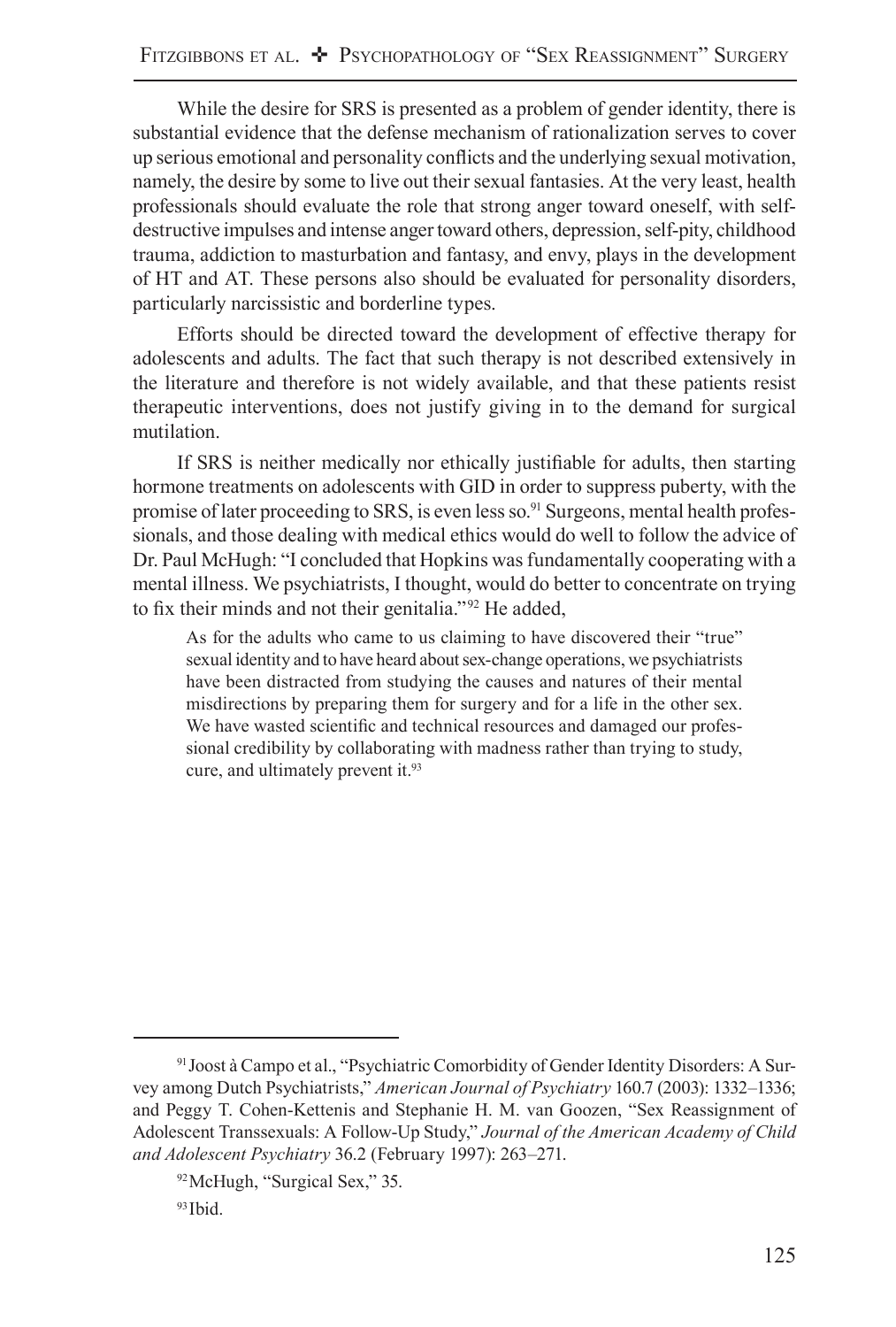While the desire for SRS is presented as a problem of gender identity, there is substantial evidence that the defense mechanism of rationalization serves to cover up serious emotional and personality conflicts and the underlying sexual motivation, namely, the desire by some to live out their sexual fantasies. At the very least, health professionals should evaluate the role that strong anger toward oneself, with self-destructive impulses and intense anger toward others, depression, self-pity, childhood trauma, addiction to masturbation and fantasy, and envy, plays in the development of HT and AT. These persons also should be evaluated for personality disorders, particularly narcissistic and borderline types.

Efforts should be directed toward the development of effective therapy for adolescents and adults. The fact that such therapy is not described extensively in the literature and therefore is not widely available, and that these patients resist therapeutic interventions, does not justify giving in to the demand for surgical mutilation.

If SRS is neither medically nor ethically justifiable for adults, then starting hormone treatments on adolescents with GID in order to suppress puberty, with the promise of later proceeding to SRS, is even less so.[91] Surgeons, mental health professionals, and those dealing with medical ethics would do well to follow the advice of Dr. Paul McHugh: "I concluded that Hopkins was fundamentally cooperating with a mental illness. We psychiatrists, I thought, would do better to concentrate on trying to fix their minds and not their genitalia."[92] He added,

> As for the adults who came to us claiming to have discovered their "true" sexual identity and to have heard about sex-change operations, we psychiatrists have been distracted from studying the causes and natures of their mental misdirections by preparing them for surgery and for a life in the other sex. We have wasted scientific and technical resources and damaged our professional credibility by collaborating with madness rather than trying to study, cure, and ultimately prevent it.[93]

---

[91] Joost à Campo et al., "Psychiatric Comorbidity of Gender Identity Disorders: A Survey among Dutch Psychiatrists," *American Journal of Psychiatry* 160.7 (2003): 1332–1336; and Peggy T. Cohen-Kettenis and Stephanie H. M. van Goozen, "Sex Reassignment of Adolescent Transsexuals: A Follow-Up Study," *Journal of the American Academy of Child and Adolescent Psychiatry* 36.2 (February 1997): 263–271.

[92] McHugh, "Surgical Sex," 35.

[93] Ibid.